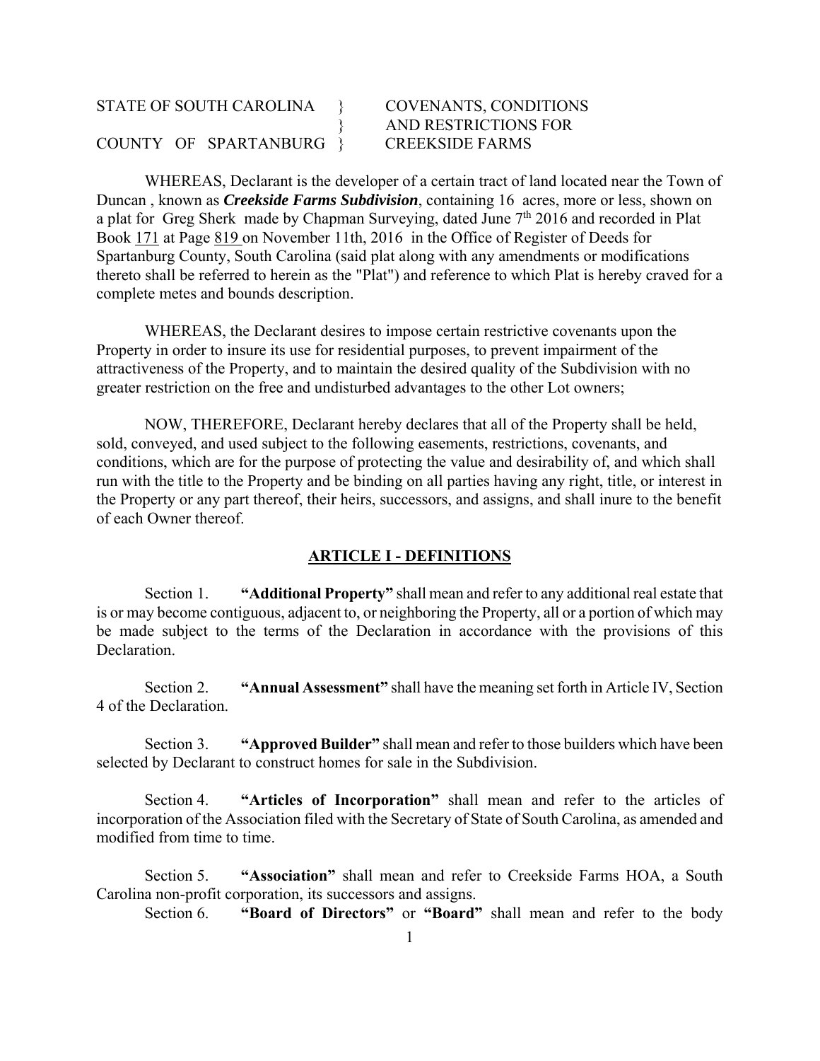STATE OF SOUTH CAROLINA }  COVENANTS, CONDITIONS
}  AND RESTRICTIONS FOR
COUNTY OF SPARTANBURG }  CREEKSIDE FARMS

WHEREAS, Declarant is the developer of a certain tract of land located near the Town of Duncan , known as ***Creekside Farms Subdivision***, containing 16 acres, more or less, shown on a plat for Greg Sherk made by Chapman Surveying, dated June 7th 2016 and recorded in Plat Book 171 at Page 819 on November 11th, 2016 in the Office of Register of Deeds for Spartanburg County, South Carolina (said plat along with any amendments or modifications thereto shall be referred to herein as the "Plat") and reference to which Plat is hereby craved for a complete metes and bounds description.

WHEREAS, the Declarant desires to impose certain restrictive covenants upon the Property in order to insure its use for residential purposes, to prevent impairment of the attractiveness of the Property, and to maintain the desired quality of the Subdivision with no greater restriction on the free and undisturbed advantages to the other Lot owners;

NOW, THEREFORE, Declarant hereby declares that all of the Property shall be held, sold, conveyed, and used subject to the following easements, restrictions, covenants, and conditions, which are for the purpose of protecting the value and desirability of, and which shall run with the title to the Property and be binding on all parties having any right, title, or interest in the Property or any part thereof, their heirs, successors, and assigns, and shall inure to the benefit of each Owner thereof.

## ARTICLE I - DEFINITIONS

Section 1. **"Additional Property"** shall mean and refer to any additional real estate that is or may become contiguous, adjacent to, or neighboring the Property, all or a portion of which may be made subject to the terms of the Declaration in accordance with the provisions of this Declaration.

Section 2. **"Annual Assessment"** shall have the meaning set forth in Article IV, Section 4 of the Declaration.

Section 3. **"Approved Builder"** shall mean and refer to those builders which have been selected by Declarant to construct homes for sale in the Subdivision.

Section 4. **"Articles of Incorporation"** shall mean and refer to the articles of incorporation of the Association filed with the Secretary of State of South Carolina, as amended and modified from time to time.

Section 5. **"Association"** shall mean and refer to Creekside Farms HOA, a South Carolina non-profit corporation, its successors and assigns.

Section 6. **"Board of Directors"** or **"Board"** shall mean and refer to the body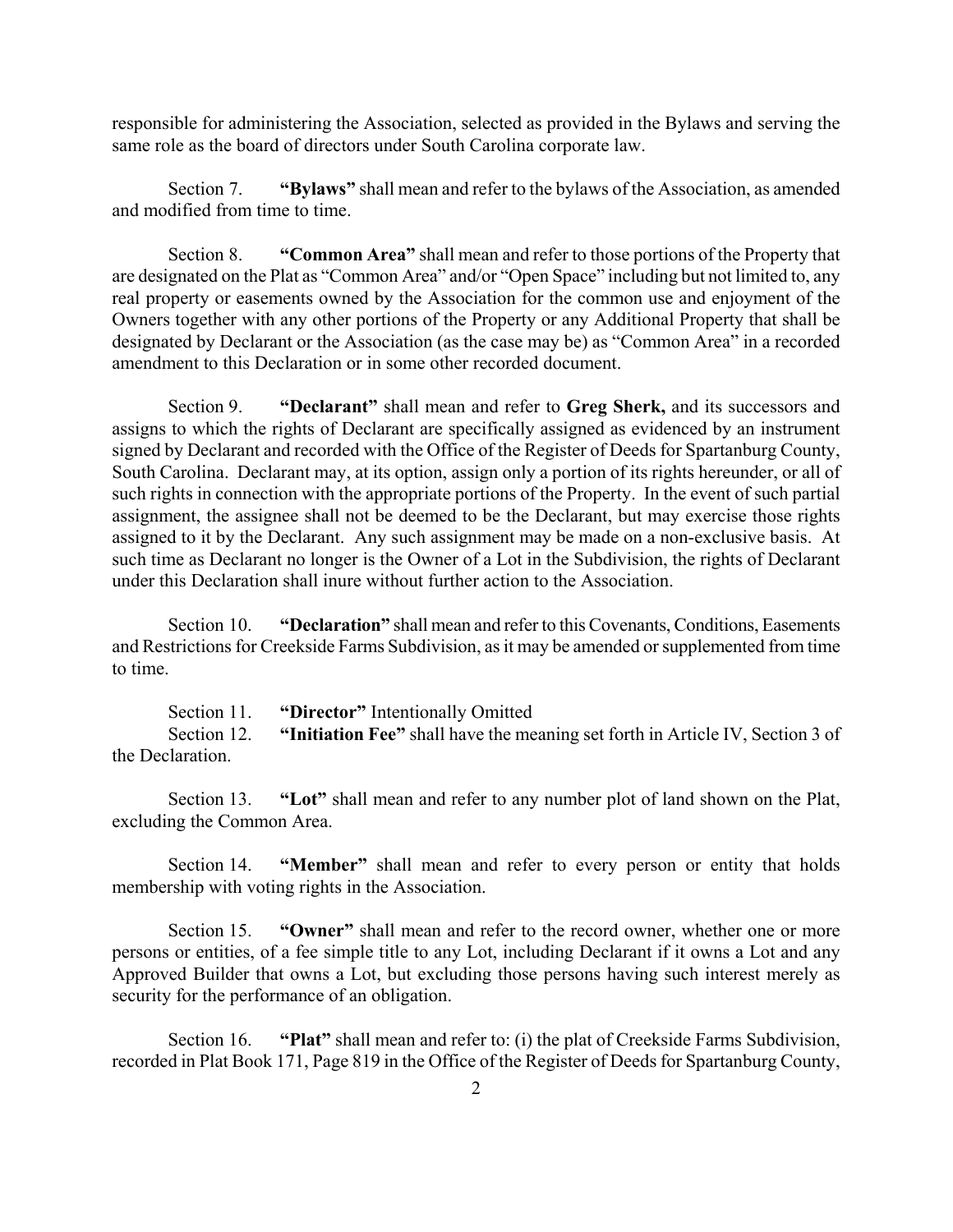responsible for administering the Association, selected as provided in the Bylaws and serving the same role as the board of directors under South Carolina corporate law.

Section 7. **"Bylaws"** shall mean and refer to the bylaws of the Association, as amended and modified from time to time.

Section 8. **"Common Area"** shall mean and refer to those portions of the Property that are designated on the Plat as "Common Area" and/or "Open Space" including but not limited to, any real property or easements owned by the Association for the common use and enjoyment of the Owners together with any other portions of the Property or any Additional Property that shall be designated by Declarant or the Association (as the case may be) as "Common Area" in a recorded amendment to this Declaration or in some other recorded document.

Section 9. **"Declarant"** shall mean and refer to **Greg Sherk,** and its successors and assigns to which the rights of Declarant are specifically assigned as evidenced by an instrument signed by Declarant and recorded with the Office of the Register of Deeds for Spartanburg County, South Carolina. Declarant may, at its option, assign only a portion of its rights hereunder, or all of such rights in connection with the appropriate portions of the Property. In the event of such partial assignment, the assignee shall not be deemed to be the Declarant, but may exercise those rights assigned to it by the Declarant. Any such assignment may be made on a non-exclusive basis. At such time as Declarant no longer is the Owner of a Lot in the Subdivision, the rights of Declarant under this Declaration shall inure without further action to the Association.

Section 10. **"Declaration"** shall mean and refer to this Covenants, Conditions, Easements and Restrictions for Creekside Farms Subdivision, as it may be amended or supplemented from time to time.

Section 11. **"Director"** Intentionally Omitted

Section 12. **"Initiation Fee"** shall have the meaning set forth in Article IV, Section 3 of the Declaration.

Section 13. **"Lot"** shall mean and refer to any number plot of land shown on the Plat, excluding the Common Area.

Section 14. **"Member"** shall mean and refer to every person or entity that holds membership with voting rights in the Association.

Section 15. **"Owner"** shall mean and refer to the record owner, whether one or more persons or entities, of a fee simple title to any Lot, including Declarant if it owns a Lot and any Approved Builder that owns a Lot, but excluding those persons having such interest merely as security for the performance of an obligation.

Section 16. **"Plat"** shall mean and refer to: (i) the plat of Creekside Farms Subdivision, recorded in Plat Book 171, Page 819 in the Office of the Register of Deeds for Spartanburg County,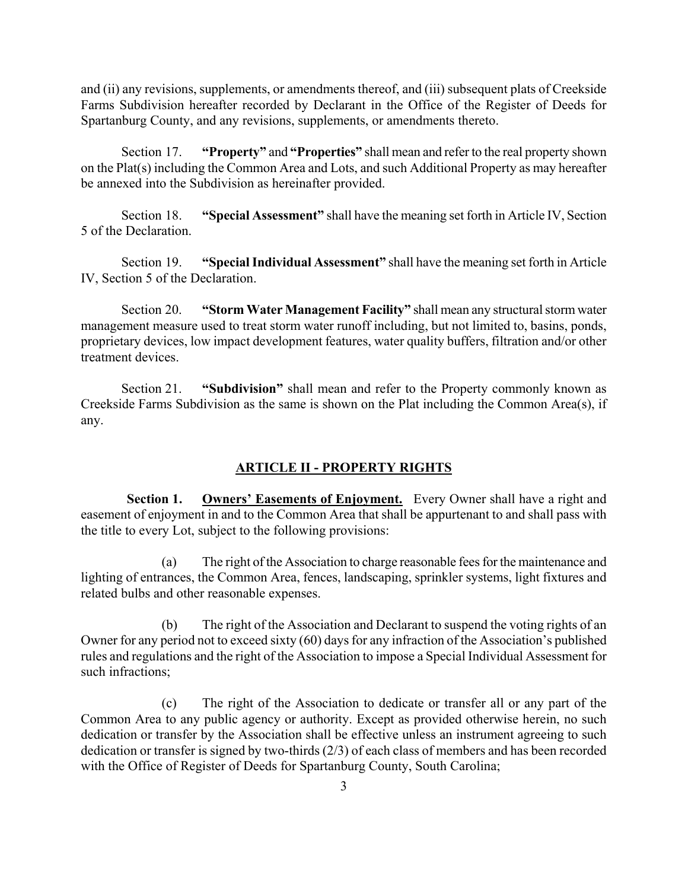and (ii) any revisions, supplements, or amendments thereof, and (iii) subsequent plats of Creekside Farms Subdivision hereafter recorded by Declarant in the Office of the Register of Deeds for Spartanburg County, and any revisions, supplements, or amendments thereto.

Section 17. **"Property"** and **"Properties"** shall mean and refer to the real property shown on the Plat(s) including the Common Area and Lots, and such Additional Property as may hereafter be annexed into the Subdivision as hereinafter provided.

Section 18. **"Special Assessment"** shall have the meaning set forth in Article IV, Section 5 of the Declaration.

Section 19. **"Special Individual Assessment"** shall have the meaning set forth in Article IV, Section 5 of the Declaration.

Section 20. **"Storm Water Management Facility"** shall mean any structural storm water management measure used to treat storm water runoff including, but not limited to, basins, ponds, proprietary devices, low impact development features, water quality buffers, filtration and/or other treatment devices.

Section 21. **"Subdivision"** shall mean and refer to the Property commonly known as Creekside Farms Subdivision as the same is shown on the Plat including the Common Area(s), if any.

## ARTICLE II - PROPERTY RIGHTS

**Section 1. Owners' Easements of Enjoyment.** Every Owner shall have a right and easement of enjoyment in and to the Common Area that shall be appurtenant to and shall pass with the title to every Lot, subject to the following provisions:

(a) The right of the Association to charge reasonable fees for the maintenance and lighting of entrances, the Common Area, fences, landscaping, sprinkler systems, light fixtures and related bulbs and other reasonable expenses.

(b) The right of the Association and Declarant to suspend the voting rights of an Owner for any period not to exceed sixty (60) days for any infraction of the Association's published rules and regulations and the right of the Association to impose a Special Individual Assessment for such infractions;

(c) The right of the Association to dedicate or transfer all or any part of the Common Area to any public agency or authority. Except as provided otherwise herein, no such dedication or transfer by the Association shall be effective unless an instrument agreeing to such dedication or transfer is signed by two-thirds (2/3) of each class of members and has been recorded with the Office of Register of Deeds for Spartanburg County, South Carolina;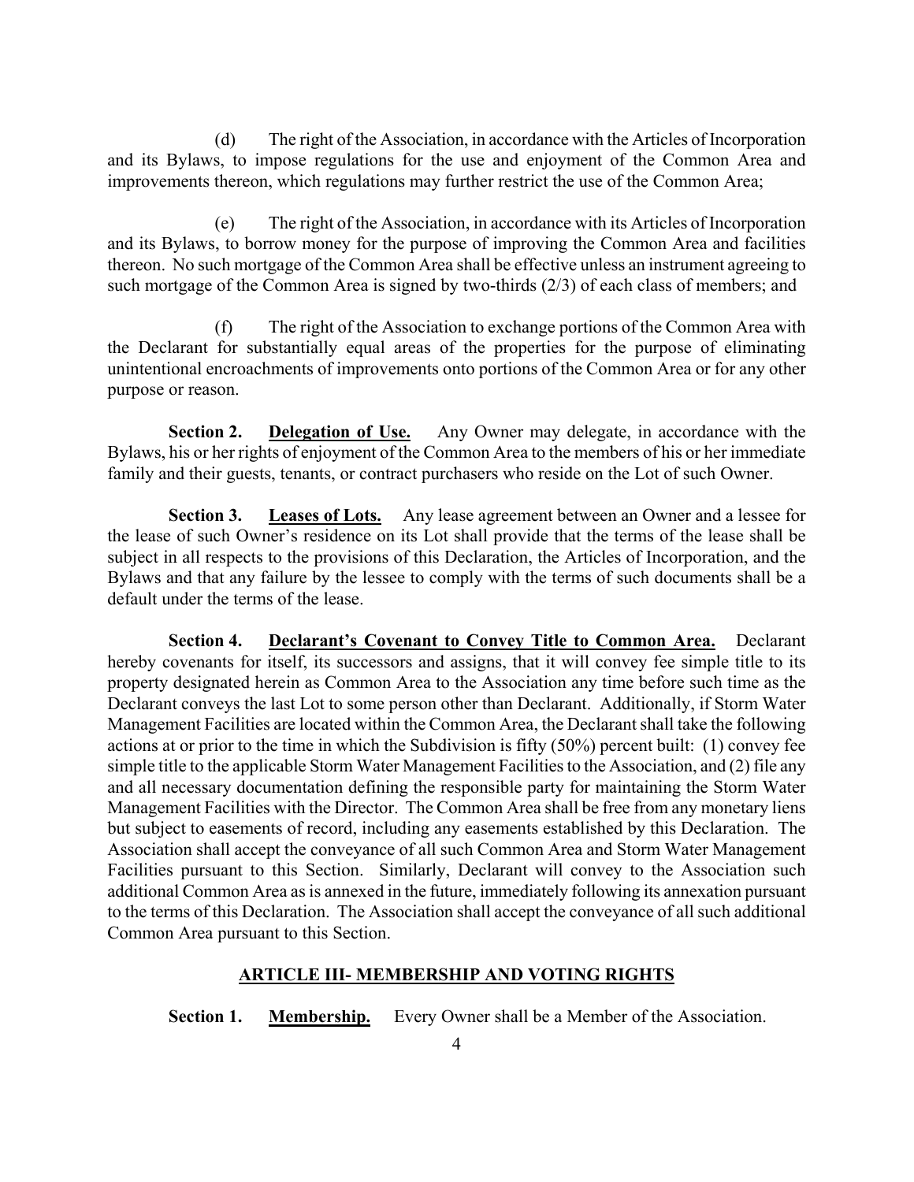(d) The right of the Association, in accordance with the Articles of Incorporation and its Bylaws, to impose regulations for the use and enjoyment of the Common Area and improvements thereon, which regulations may further restrict the use of the Common Area;

(e) The right of the Association, in accordance with its Articles of Incorporation and its Bylaws, to borrow money for the purpose of improving the Common Area and facilities thereon. No such mortgage of the Common Area shall be effective unless an instrument agreeing to such mortgage of the Common Area is signed by two-thirds (2/3) of each class of members; and

(f) The right of the Association to exchange portions of the Common Area with the Declarant for substantially equal areas of the properties for the purpose of eliminating unintentional encroachments of improvements onto portions of the Common Area or for any other purpose or reason.

**Section 2. Delegation of Use.** Any Owner may delegate, in accordance with the Bylaws, his or her rights of enjoyment of the Common Area to the members of his or her immediate family and their guests, tenants, or contract purchasers who reside on the Lot of such Owner.

**Section 3. Leases of Lots.** Any lease agreement between an Owner and a lessee for the lease of such Owner's residence on its Lot shall provide that the terms of the lease shall be subject in all respects to the provisions of this Declaration, the Articles of Incorporation, and the Bylaws and that any failure by the lessee to comply with the terms of such documents shall be a default under the terms of the lease.

**Section 4. Declarant's Covenant to Convey Title to Common Area.** Declarant hereby covenants for itself, its successors and assigns, that it will convey fee simple title to its property designated herein as Common Area to the Association any time before such time as the Declarant conveys the last Lot to some person other than Declarant. Additionally, if Storm Water Management Facilities are located within the Common Area, the Declarant shall take the following actions at or prior to the time in which the Subdivision is fifty (50%) percent built: (1) convey fee simple title to the applicable Storm Water Management Facilities to the Association, and (2) file any and all necessary documentation defining the responsible party for maintaining the Storm Water Management Facilities with the Director. The Common Area shall be free from any monetary liens but subject to easements of record, including any easements established by this Declaration. The Association shall accept the conveyance of all such Common Area and Storm Water Management Facilities pursuant to this Section. Similarly, Declarant will convey to the Association such additional Common Area as is annexed in the future, immediately following its annexation pursuant to the terms of this Declaration. The Association shall accept the conveyance of all such additional Common Area pursuant to this Section.

## ARTICLE III- MEMBERSHIP AND VOTING RIGHTS

**Section 1. Membership.** Every Owner shall be a Member of the Association.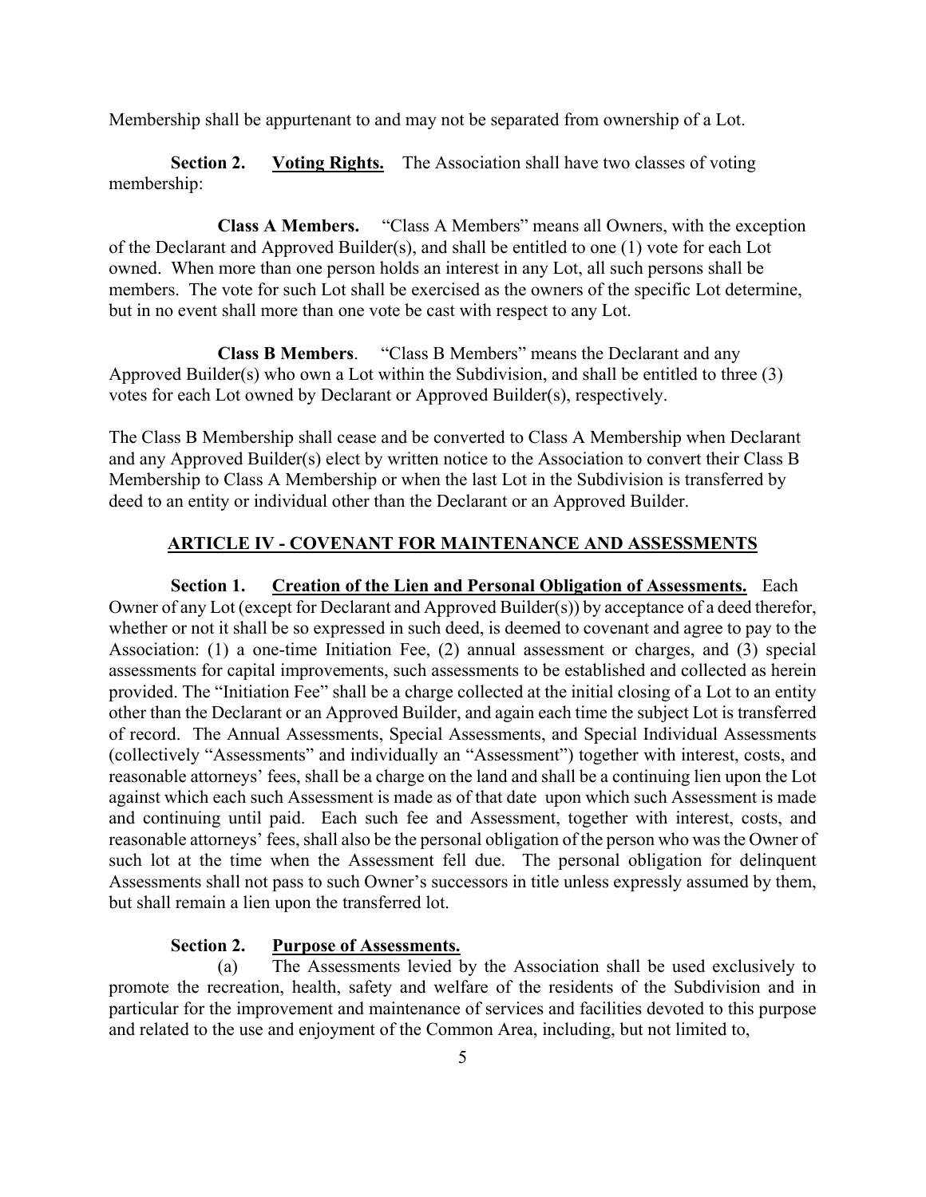Membership shall be appurtenant to and may not be separated from ownership of a Lot.

**Section 2. Voting Rights.** The Association shall have two classes of voting membership:

**Class A Members.** "Class A Members" means all Owners, with the exception of the Declarant and Approved Builder(s), and shall be entitled to one (1) vote for each Lot owned. When more than one person holds an interest in any Lot, all such persons shall be members. The vote for such Lot shall be exercised as the owners of the specific Lot determine, but in no event shall more than one vote be cast with respect to any Lot.

**Class B Members**. "Class B Members" means the Declarant and any Approved Builder(s) who own a Lot within the Subdivision, and shall be entitled to three (3) votes for each Lot owned by Declarant or Approved Builder(s), respectively.

The Class B Membership shall cease and be converted to Class A Membership when Declarant and any Approved Builder(s) elect by written notice to the Association to convert their Class B Membership to Class A Membership or when the last Lot in the Subdivision is transferred by deed to an entity or individual other than the Declarant or an Approved Builder.

## ARTICLE IV - COVENANT FOR MAINTENANCE AND ASSESSMENTS

**Section 1. Creation of the Lien and Personal Obligation of Assessments.** Each Owner of any Lot (except for Declarant and Approved Builder(s)) by acceptance of a deed therefor, whether or not it shall be so expressed in such deed, is deemed to covenant and agree to pay to the Association: (1) a one-time Initiation Fee, (2) annual assessment or charges, and (3) special assessments for capital improvements, such assessments to be established and collected as herein provided. The "Initiation Fee" shall be a charge collected at the initial closing of a Lot to an entity other than the Declarant or an Approved Builder, and again each time the subject Lot is transferred of record. The Annual Assessments, Special Assessments, and Special Individual Assessments (collectively "Assessments" and individually an "Assessment") together with interest, costs, and reasonable attorneys' fees, shall be a charge on the land and shall be a continuing lien upon the Lot against which each such Assessment is made as of that date upon which such Assessment is made and continuing until paid. Each such fee and Assessment, together with interest, costs, and reasonable attorneys' fees, shall also be the personal obligation of the person who was the Owner of such lot at the time when the Assessment fell due. The personal obligation for delinquent Assessments shall not pass to such Owner's successors in title unless expressly assumed by them, but shall remain a lien upon the transferred lot.

**Section 2. Purpose of Assessments.**

(a) The Assessments levied by the Association shall be used exclusively to promote the recreation, health, safety and welfare of the residents of the Subdivision and in particular for the improvement and maintenance of services and facilities devoted to this purpose and related to the use and enjoyment of the Common Area, including, but not limited to,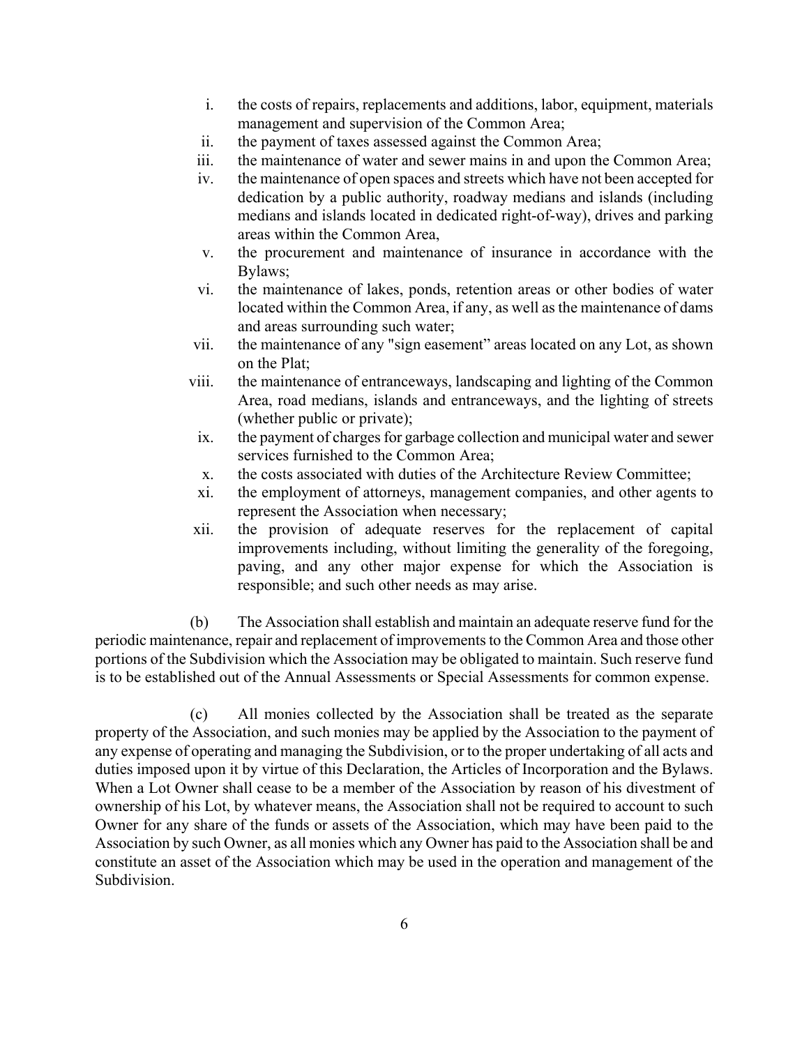i. the costs of repairs, replacements and additions, labor, equipment, materials management and supervision of the Common Area;
ii. the payment of taxes assessed against the Common Area;
iii. the maintenance of water and sewer mains in and upon the Common Area;
iv. the maintenance of open spaces and streets which have not been accepted for dedication by a public authority, roadway medians and islands (including medians and islands located in dedicated right-of-way), drives and parking areas within the Common Area,
v. the procurement and maintenance of insurance in accordance with the Bylaws;
vi. the maintenance of lakes, ponds, retention areas or other bodies of water located within the Common Area, if any, as well as the maintenance of dams and areas surrounding such water;
vii. the maintenance of any "sign easement" areas located on any Lot, as shown on the Plat;
viii. the maintenance of entranceways, landscaping and lighting of the Common Area, road medians, islands and entranceways, and the lighting of streets (whether public or private);
ix. the payment of charges for garbage collection and municipal water and sewer services furnished to the Common Area;
x. the costs associated with duties of the Architecture Review Committee;
xi. the employment of attorneys, management companies, and other agents to represent the Association when necessary;
xii. the provision of adequate reserves for the replacement of capital improvements including, without limiting the generality of the foregoing, paving, and any other major expense for which the Association is responsible; and such other needs as may arise.

(b) The Association shall establish and maintain an adequate reserve fund for the periodic maintenance, repair and replacement of improvements to the Common Area and those other portions of the Subdivision which the Association may be obligated to maintain. Such reserve fund is to be established out of the Annual Assessments or Special Assessments for common expense.

(c) All monies collected by the Association shall be treated as the separate property of the Association, and such monies may be applied by the Association to the payment of any expense of operating and managing the Subdivision, or to the proper undertaking of all acts and duties imposed upon it by virtue of this Declaration, the Articles of Incorporation and the Bylaws. When a Lot Owner shall cease to be a member of the Association by reason of his divestment of ownership of his Lot, by whatever means, the Association shall not be required to account to such Owner for any share of the funds or assets of the Association, which may have been paid to the Association by such Owner, as all monies which any Owner has paid to the Association shall be and constitute an asset of the Association which may be used in the operation and management of the Subdivision.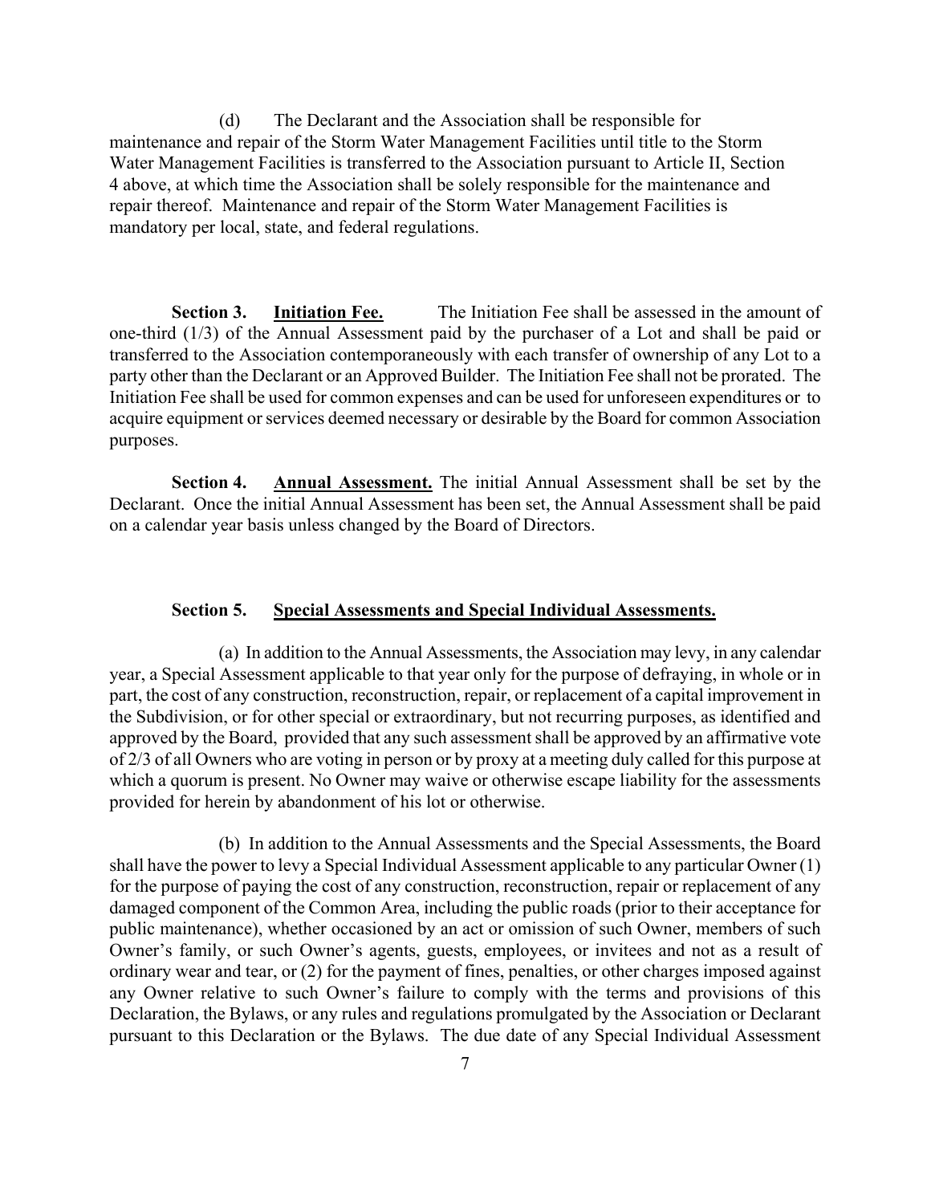(d) The Declarant and the Association shall be responsible for maintenance and repair of the Storm Water Management Facilities until title to the Storm Water Management Facilities is transferred to the Association pursuant to Article II, Section 4 above, at which time the Association shall be solely responsible for the maintenance and repair thereof. Maintenance and repair of the Storm Water Management Facilities is mandatory per local, state, and federal regulations.

**Section 3. <u>Initiation Fee.</u>** The Initiation Fee shall be assessed in the amount of one-third (1/3) of the Annual Assessment paid by the purchaser of a Lot and shall be paid or transferred to the Association contemporaneously with each transfer of ownership of any Lot to a party other than the Declarant or an Approved Builder. The Initiation Fee shall not be prorated. The Initiation Fee shall be used for common expenses and can be used for unforeseen expenditures or to acquire equipment or services deemed necessary or desirable by the Board for common Association purposes.

**Section 4. <u>Annual Assessment.</u>** The initial Annual Assessment shall be set by the Declarant. Once the initial Annual Assessment has been set, the Annual Assessment shall be paid on a calendar year basis unless changed by the Board of Directors.

**Section 5. <u>Special Assessments and Special Individual Assessments.</u>**

(a) In addition to the Annual Assessments, the Association may levy, in any calendar year, a Special Assessment applicable to that year only for the purpose of defraying, in whole or in part, the cost of any construction, reconstruction, repair, or replacement of a capital improvement in the Subdivision, or for other special or extraordinary, but not recurring purposes, as identified and approved by the Board, provided that any such assessment shall be approved by an affirmative vote of 2/3 of all Owners who are voting in person or by proxy at a meeting duly called for this purpose at which a quorum is present. No Owner may waive or otherwise escape liability for the assessments provided for herein by abandonment of his lot or otherwise.

(b) In addition to the Annual Assessments and the Special Assessments, the Board shall have the power to levy a Special Individual Assessment applicable to any particular Owner (1) for the purpose of paying the cost of any construction, reconstruction, repair or replacement of any damaged component of the Common Area, including the public roads (prior to their acceptance for public maintenance), whether occasioned by an act or omission of such Owner, members of such Owner's family, or such Owner's agents, guests, employees, or invitees and not as a result of ordinary wear and tear, or (2) for the payment of fines, penalties, or other charges imposed against any Owner relative to such Owner's failure to comply with the terms and provisions of this Declaration, the Bylaws, or any rules and regulations promulgated by the Association or Declarant pursuant to this Declaration or the Bylaws. The due date of any Special Individual Assessment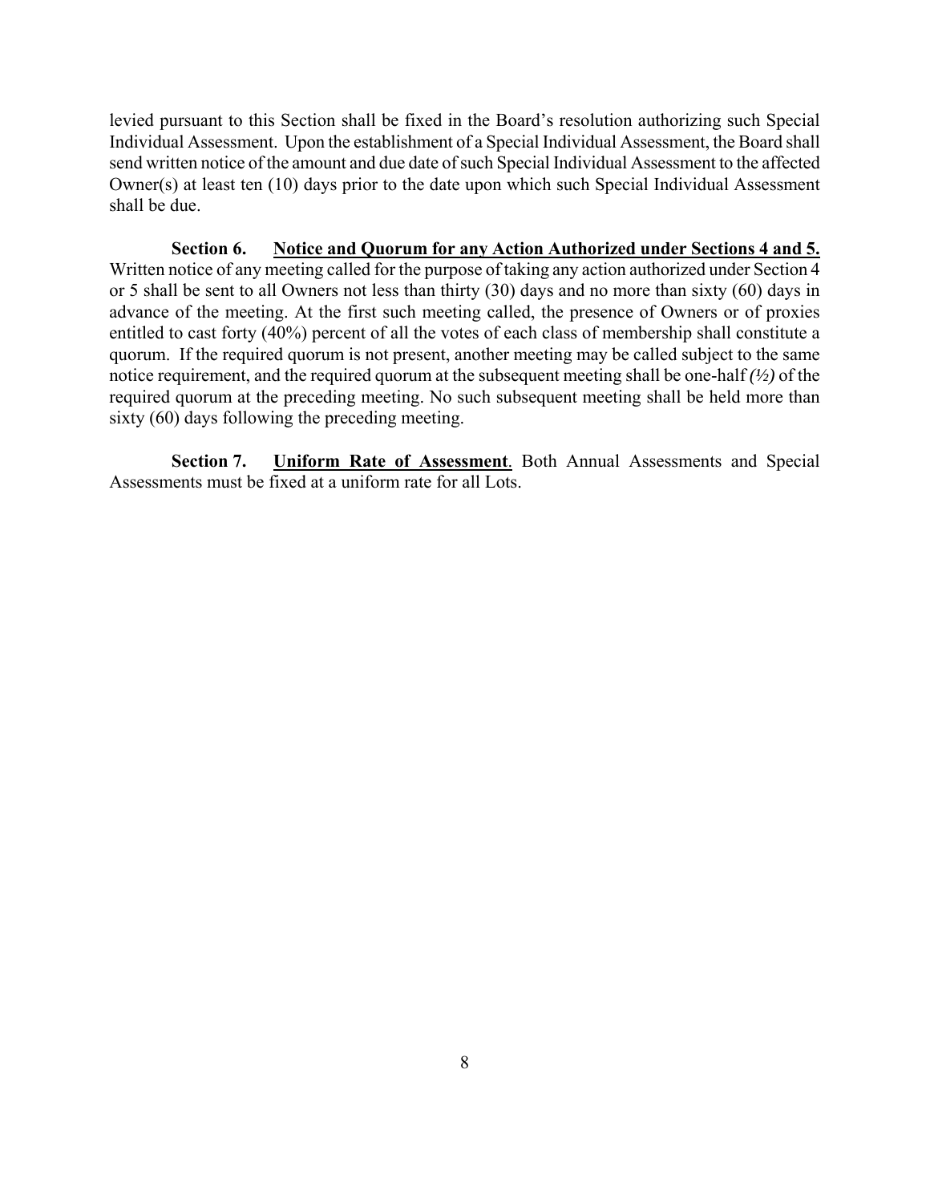levied pursuant to this Section shall be fixed in the Board's resolution authorizing such Special Individual Assessment. Upon the establishment of a Special Individual Assessment, the Board shall send written notice of the amount and due date of such Special Individual Assessment to the affected Owner(s) at least ten (10) days prior to the date upon which such Special Individual Assessment shall be due.

**Section 6.** **Notice and Quorum for any Action Authorized under Sections 4 and 5.** Written notice of any meeting called for the purpose of taking any action authorized under Section 4 or 5 shall be sent to all Owners not less than thirty (30) days and no more than sixty (60) days in advance of the meeting. At the first such meeting called, the presence of Owners or of proxies entitled to cast forty (40%) percent of all the votes of each class of membership shall constitute a quorum. If the required quorum is not present, another meeting may be called subject to the same notice requirement, and the required quorum at the subsequent meeting shall be one-half *(½)* of the required quorum at the preceding meeting. No such subsequent meeting shall be held more than sixty (60) days following the preceding meeting.

**Section 7.** **Uniform Rate of Assessment**. Both Annual Assessments and Special Assessments must be fixed at a uniform rate for all Lots.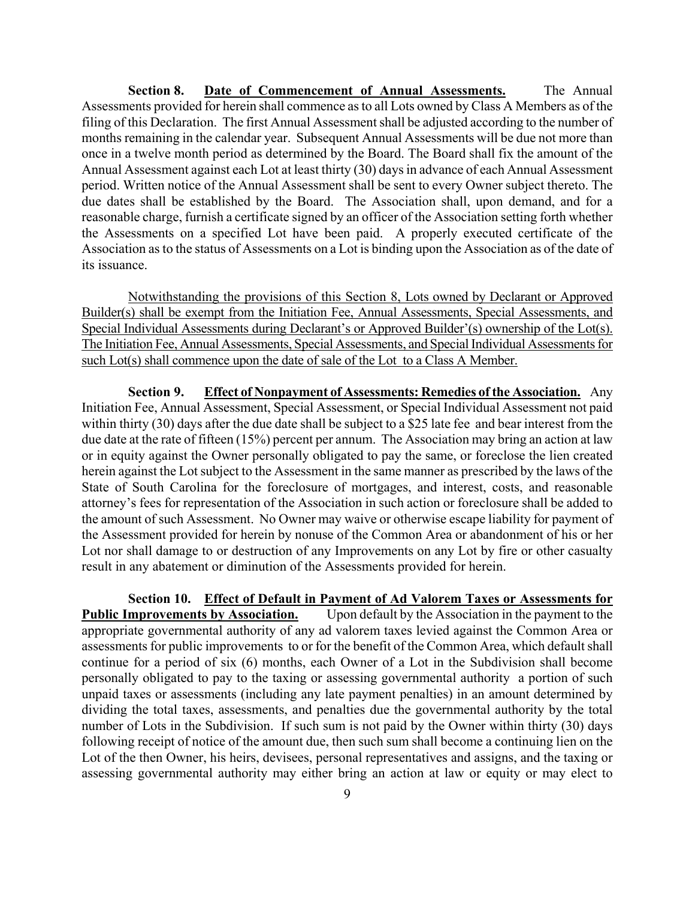**Section 8. <u>Date of Commencement of Annual Assessments.</u>** The Annual Assessments provided for herein shall commence as to all Lots owned by Class A Members as of the filing of this Declaration. The first Annual Assessment shall be adjusted according to the number of months remaining in the calendar year. Subsequent Annual Assessments will be due not more than once in a twelve month period as determined by the Board. The Board shall fix the amount of the Annual Assessment against each Lot at least thirty (30) days in advance of each Annual Assessment period. Written notice of the Annual Assessment shall be sent to every Owner subject thereto. The due dates shall be established by the Board. The Association shall, upon demand, and for a reasonable charge, furnish a certificate signed by an officer of the Association setting forth whether the Assessments on a specified Lot have been paid. A properly executed certificate of the Association as to the status of Assessments on a Lot is binding upon the Association as of the date of its issuance.

<u>Notwithstanding the provisions of this Section 8, Lots owned by Declarant or Approved Builder(s) shall be exempt from the Initiation Fee, Annual Assessments, Special Assessments, and Special Individual Assessments during Declarant's or Approved Builder'(s) ownership of the Lot(s). The Initiation Fee, Annual Assessments, Special Assessments, and Special Individual Assessments for such Lot(s) shall commence upon the date of sale of the Lot to a Class A Member.</u>

**Section 9. <u>Effect of Nonpayment of Assessments: Remedies of the Association.</u>** Any Initiation Fee, Annual Assessment, Special Assessment, or Special Individual Assessment not paid within thirty (30) days after the due date shall be subject to a $25 late fee and bear interest from the due date at the rate of fifteen (15%) percent per annum. The Association may bring an action at law or in equity against the Owner personally obligated to pay the same, or foreclose the lien created herein against the Lot subject to the Assessment in the same manner as prescribed by the laws of the State of South Carolina for the foreclosure of mortgages, and interest, costs, and reasonable attorney's fees for representation of the Association in such action or foreclosure shall be added to the amount of such Assessment. No Owner may waive or otherwise escape liability for payment of the Assessment provided for herein by nonuse of the Common Area or abandonment of his or her Lot nor shall damage to or destruction of any Improvements on any Lot by fire or other casualty result in any abatement or diminution of the Assessments provided for herein.

**Section 10. <u>Effect of Default in Payment of Ad Valorem Taxes or Assessments for Public Improvements by Association.</u>** Upon default by the Association in the payment to the appropriate governmental authority of any ad valorem taxes levied against the Common Area or assessments for public improvements to or for the benefit of the Common Area, which default shall continue for a period of six (6) months, each Owner of a Lot in the Subdivision shall become personally obligated to pay to the taxing or assessing governmental authority a portion of such unpaid taxes or assessments (including any late payment penalties) in an amount determined by dividing the total taxes, assessments, and penalties due the governmental authority by the total number of Lots in the Subdivision. If such sum is not paid by the Owner within thirty (30) days following receipt of notice of the amount due, then such sum shall become a continuing lien on the Lot of the then Owner, his heirs, devisees, personal representatives and assigns, and the taxing or assessing governmental authority may either bring an action at law or equity or may elect to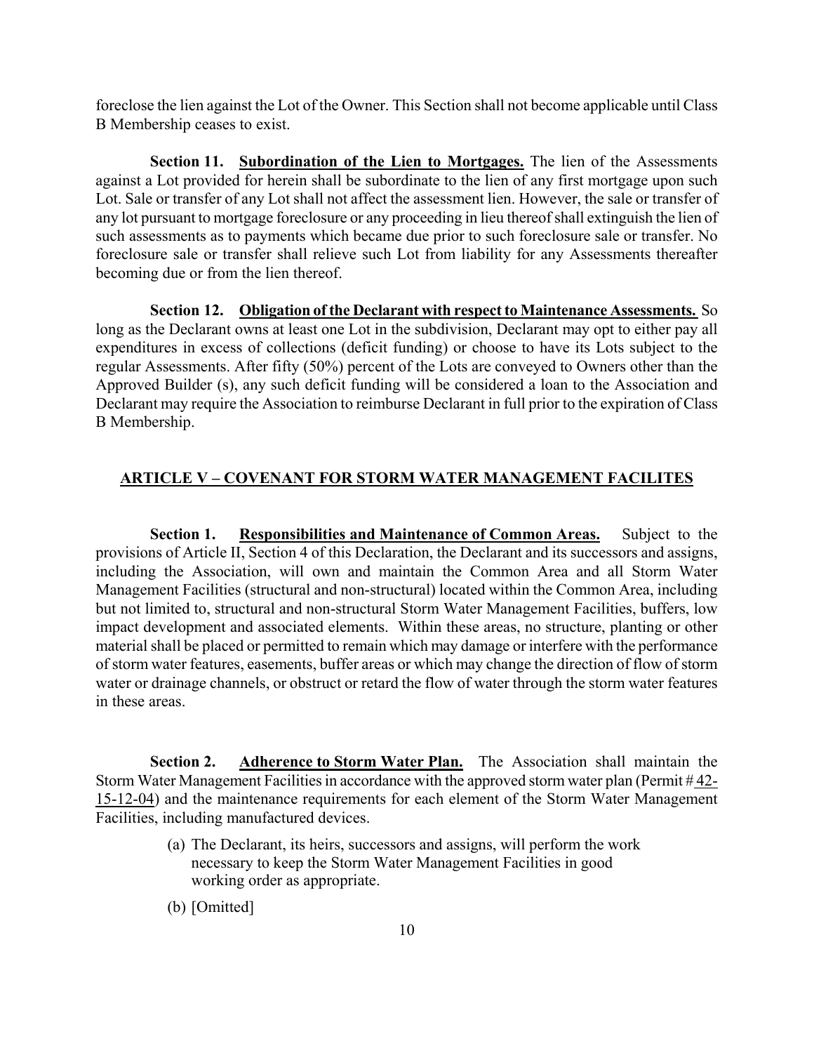foreclose the lien against the Lot of the Owner. This Section shall not become applicable until Class B Membership ceases to exist.

**Section 11. Subordination of the Lien to Mortgages.** The lien of the Assessments against a Lot provided for herein shall be subordinate to the lien of any first mortgage upon such Lot. Sale or transfer of any Lot shall not affect the assessment lien. However, the sale or transfer of any lot pursuant to mortgage foreclosure or any proceeding in lieu thereof shall extinguish the lien of such assessments as to payments which became due prior to such foreclosure sale or transfer. No foreclosure sale or transfer shall relieve such Lot from liability for any Assessments thereafter becoming due or from the lien thereof.

**Section 12. Obligation of the Declarant with respect to Maintenance Assessments.** So long as the Declarant owns at least one Lot in the subdivision, Declarant may opt to either pay all expenditures in excess of collections (deficit funding) or choose to have its Lots subject to the regular Assessments. After fifty (50%) percent of the Lots are conveyed to Owners other than the Approved Builder (s), any such deficit funding will be considered a loan to the Association and Declarant may require the Association to reimburse Declarant in full prior to the expiration of Class B Membership.

## ARTICLE V – COVENANT FOR STORM WATER MANAGEMENT FACILITES

**Section 1. Responsibilities and Maintenance of Common Areas.** Subject to the provisions of Article II, Section 4 of this Declaration, the Declarant and its successors and assigns, including the Association, will own and maintain the Common Area and all Storm Water Management Facilities (structural and non-structural) located within the Common Area, including but not limited to, structural and non-structural Storm Water Management Facilities, buffers, low impact development and associated elements. Within these areas, no structure, planting or other material shall be placed or permitted to remain which may damage or interfere with the performance of storm water features, easements, buffer areas or which may change the direction of flow of storm water or drainage channels, or obstruct or retard the flow of water through the storm water features in these areas.

**Section 2. Adherence to Storm Water Plan.** The Association shall maintain the Storm Water Management Facilities in accordance with the approved storm water plan (Permit # 42-15-12-04) and the maintenance requirements for each element of the Storm Water Management Facilities, including manufactured devices.

(a) The Declarant, its heirs, successors and assigns, will perform the work necessary to keep the Storm Water Management Facilities in good working order as appropriate.

(b) [Omitted]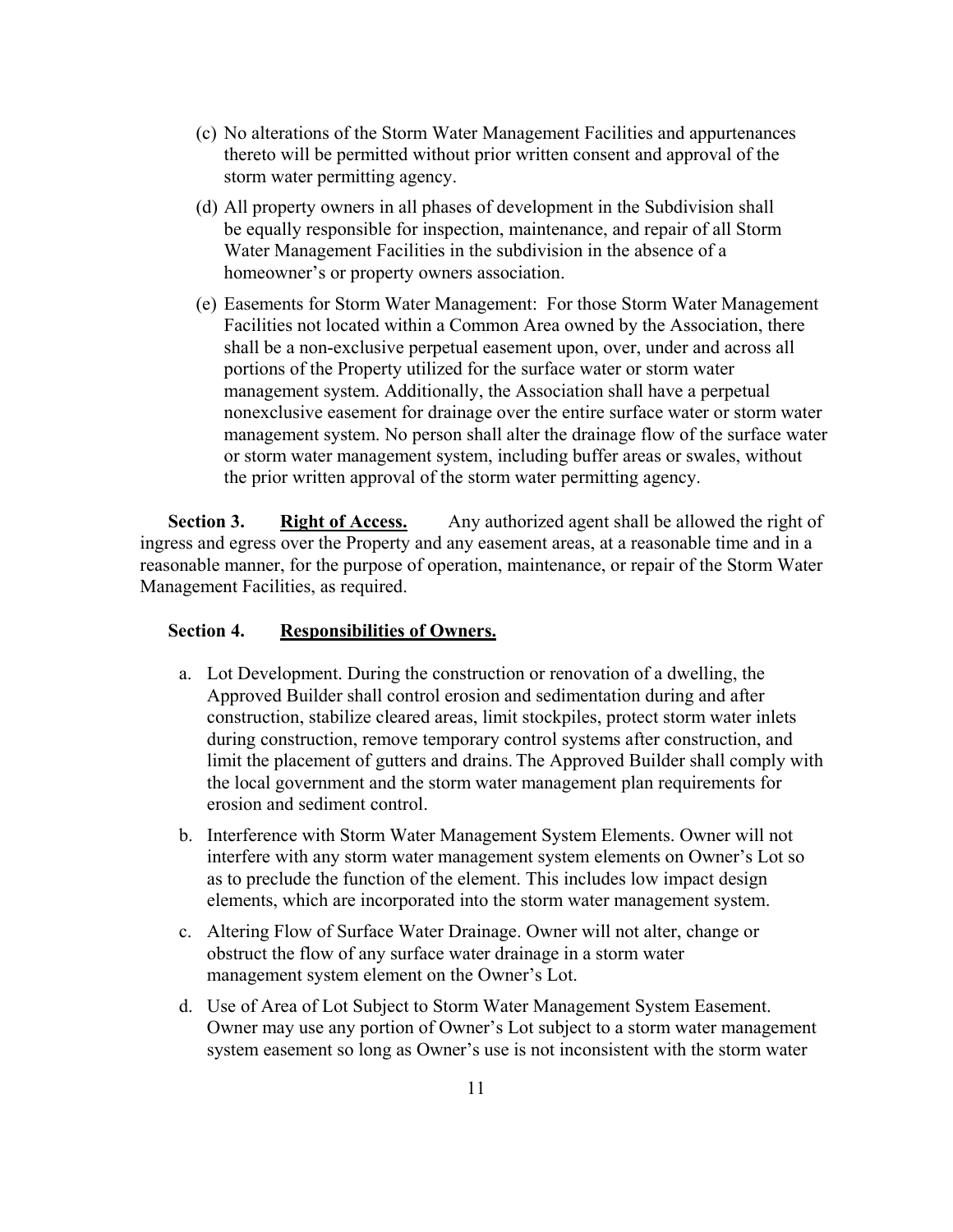(c) No alterations of the Storm Water Management Facilities and appurtenances thereto will be permitted without prior written consent and approval of the storm water permitting agency.

(d) All property owners in all phases of development in the Subdivision shall be equally responsible for inspection, maintenance, and repair of all Storm Water Management Facilities in the subdivision in the absence of a homeowner's or property owners association.

(e) Easements for Storm Water Management: For those Storm Water Management Facilities not located within a Common Area owned by the Association, there shall be a non-exclusive perpetual easement upon, over, under and across all portions of the Property utilized for the surface water or storm water management system. Additionally, the Association shall have a perpetual nonexclusive easement for drainage over the entire surface water or storm water management system. No person shall alter the drainage flow of the surface water or storm water management system, including buffer areas or swales, without the prior written approval of the storm water permitting agency.

**Section 3.** **Right of Access.** Any authorized agent shall be allowed the right of ingress and egress over the Property and any easement areas, at a reasonable time and in a reasonable manner, for the purpose of operation, maintenance, or repair of the Storm Water Management Facilities, as required.

**Section 4.** **Responsibilities of Owners.**

a. Lot Development. During the construction or renovation of a dwelling, the Approved Builder shall control erosion and sedimentation during and after construction, stabilize cleared areas, limit stockpiles, protect storm water inlets during construction, remove temporary control systems after construction, and limit the placement of gutters and drains. The Approved Builder shall comply with the local government and the storm water management plan requirements for erosion and sediment control.

b. Interference with Storm Water Management System Elements. Owner will not interfere with any storm water management system elements on Owner's Lot so as to preclude the function of the element. This includes low impact design elements, which are incorporated into the storm water management system.

c. Altering Flow of Surface Water Drainage. Owner will not alter, change or obstruct the flow of any surface water drainage in a storm water management system element on the Owner's Lot.

d. Use of Area of Lot Subject to Storm Water Management System Easement. Owner may use any portion of Owner's Lot subject to a storm water management system easement so long as Owner's use is not inconsistent with the storm water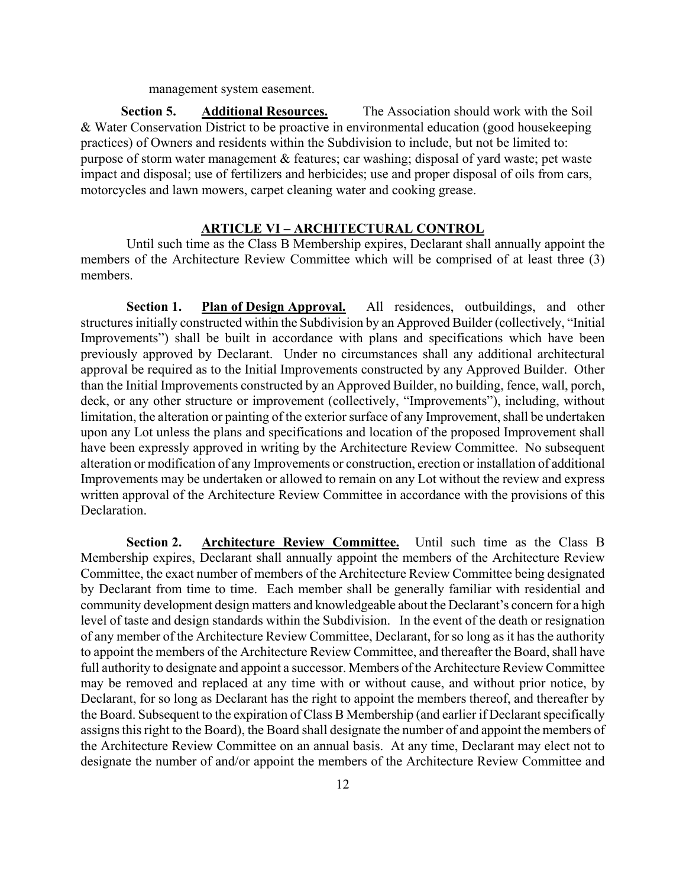management system easement.

**Section 5. Additional Resources.** The Association should work with the Soil & Water Conservation District to be proactive in environmental education (good housekeeping practices) of Owners and residents within the Subdivision to include, but not be limited to: purpose of storm water management & features; car washing; disposal of yard waste; pet waste impact and disposal; use of fertilizers and herbicides; use and proper disposal of oils from cars, motorcycles and lawn mowers, carpet cleaning water and cooking grease.

## ARTICLE VI – ARCHITECTURAL CONTROL

Until such time as the Class B Membership expires, Declarant shall annually appoint the members of the Architecture Review Committee which will be comprised of at least three (3) members.

**Section 1. Plan of Design Approval.** All residences, outbuildings, and other structures initially constructed within the Subdivision by an Approved Builder (collectively, "Initial Improvements") shall be built in accordance with plans and specifications which have been previously approved by Declarant. Under no circumstances shall any additional architectural approval be required as to the Initial Improvements constructed by any Approved Builder. Other than the Initial Improvements constructed by an Approved Builder, no building, fence, wall, porch, deck, or any other structure or improvement (collectively, "Improvements"), including, without limitation, the alteration or painting of the exterior surface of any Improvement, shall be undertaken upon any Lot unless the plans and specifications and location of the proposed Improvement shall have been expressly approved in writing by the Architecture Review Committee. No subsequent alteration or modification of any Improvements or construction, erection or installation of additional Improvements may be undertaken or allowed to remain on any Lot without the review and express written approval of the Architecture Review Committee in accordance with the provisions of this Declaration.

**Section 2. Architecture Review Committee.** Until such time as the Class B Membership expires, Declarant shall annually appoint the members of the Architecture Review Committee, the exact number of members of the Architecture Review Committee being designated by Declarant from time to time. Each member shall be generally familiar with residential and community development design matters and knowledgeable about the Declarant's concern for a high level of taste and design standards within the Subdivision. In the event of the death or resignation of any member of the Architecture Review Committee, Declarant, for so long as it has the authority to appoint the members of the Architecture Review Committee, and thereafter the Board, shall have full authority to designate and appoint a successor. Members of the Architecture Review Committee may be removed and replaced at any time with or without cause, and without prior notice, by Declarant, for so long as Declarant has the right to appoint the members thereof, and thereafter by the Board. Subsequent to the expiration of Class B Membership (and earlier if Declarant specifically assigns this right to the Board), the Board shall designate the number of and appoint the members of the Architecture Review Committee on an annual basis. At any time, Declarant may elect not to designate the number of and/or appoint the members of the Architecture Review Committee and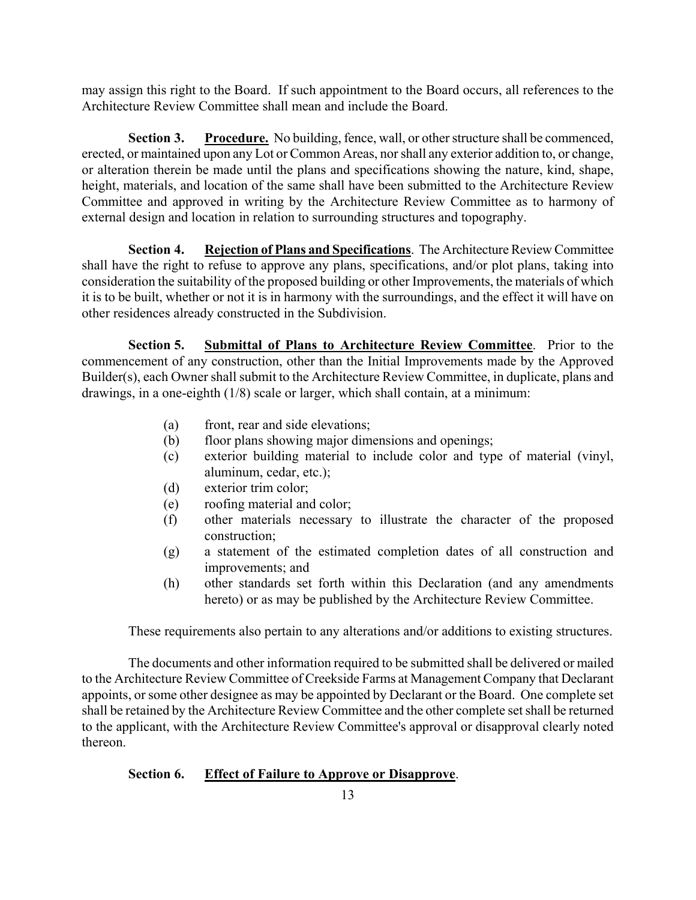may assign this right to the Board. If such appointment to the Board occurs, all references to the Architecture Review Committee shall mean and include the Board.

**Section 3.** **<u>Procedure.</u>** No building, fence, wall, or other structure shall be commenced, erected, or maintained upon any Lot or Common Areas, nor shall any exterior addition to, or change, or alteration therein be made until the plans and specifications showing the nature, kind, shape, height, materials, and location of the same shall have been submitted to the Architecture Review Committee and approved in writing by the Architecture Review Committee as to harmony of external design and location in relation to surrounding structures and topography.

**Section 4.** **<u>Rejection of Plans and Specifications</u>**. The Architecture Review Committee shall have the right to refuse to approve any plans, specifications, and/or plot plans, taking into consideration the suitability of the proposed building or other Improvements, the materials of which it is to be built, whether or not it is in harmony with the surroundings, and the effect it will have on other residences already constructed in the Subdivision.

**Section 5.** **<u>Submittal of Plans to Architecture Review Committee</u>**. Prior to the commencement of any construction, other than the Initial Improvements made by the Approved Builder(s), each Owner shall submit to the Architecture Review Committee, in duplicate, plans and drawings, in a one-eighth (1/8) scale or larger, which shall contain, at a minimum:

(a) front, rear and side elevations;
(b) floor plans showing major dimensions and openings;
(c) exterior building material to include color and type of material (vinyl, aluminum, cedar, etc.);
(d) exterior trim color;
(e) roofing material and color;
(f) other materials necessary to illustrate the character of the proposed construction;
(g) a statement of the estimated completion dates of all construction and improvements; and
(h) other standards set forth within this Declaration (and any amendments hereto) or as may be published by the Architecture Review Committee.

These requirements also pertain to any alterations and/or additions to existing structures.

The documents and other information required to be submitted shall be delivered or mailed to the Architecture Review Committee of Creekside Farms at Management Company that Declarant appoints, or some other designee as may be appointed by Declarant or the Board. One complete set shall be retained by the Architecture Review Committee and the other complete set shall be returned to the applicant, with the Architecture Review Committee's approval or disapproval clearly noted thereon.

**Section 6.** **<u>Effect of Failure to Approve or Disapprove</u>**.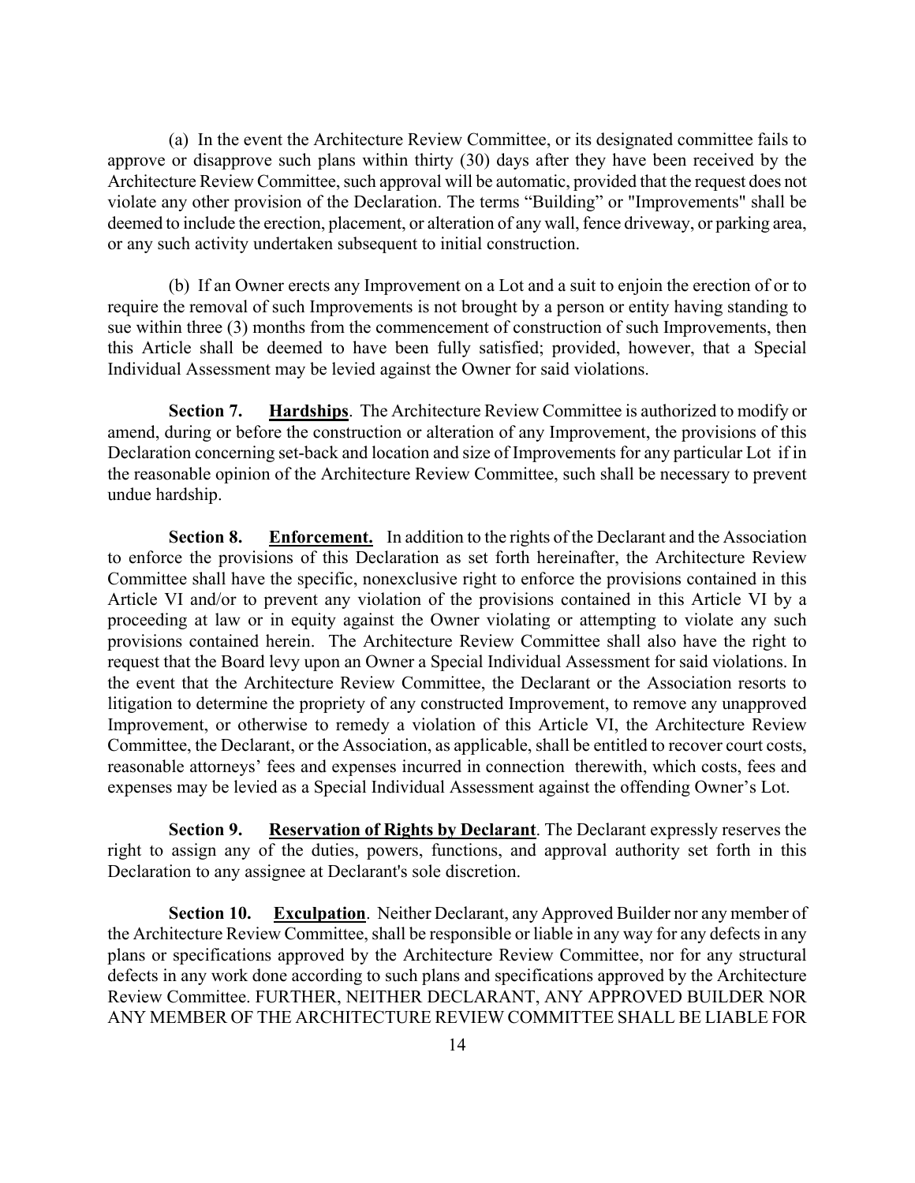(a) In the event the Architecture Review Committee, or its designated committee fails to approve or disapprove such plans within thirty (30) days after they have been received by the Architecture Review Committee, such approval will be automatic, provided that the request does not violate any other provision of the Declaration. The terms "Building" or "Improvements" shall be deemed to include the erection, placement, or alteration of any wall, fence driveway, or parking area, or any such activity undertaken subsequent to initial construction.

(b) If an Owner erects any Improvement on a Lot and a suit to enjoin the erection of or to require the removal of such Improvements is not brought by a person or entity having standing to sue within three (3) months from the commencement of construction of such Improvements, then this Article shall be deemed to have been fully satisfied; provided, however, that a Special Individual Assessment may be levied against the Owner for said violations.

**Section 7.** **<u>Hardships</u>**. The Architecture Review Committee is authorized to modify or amend, during or before the construction or alteration of any Improvement, the provisions of this Declaration concerning set-back and location and size of Improvements for any particular Lot if in the reasonable opinion of the Architecture Review Committee, such shall be necessary to prevent undue hardship.

**Section 8.** **<u>Enforcement.</u>** In addition to the rights of the Declarant and the Association to enforce the provisions of this Declaration as set forth hereinafter, the Architecture Review Committee shall have the specific, nonexclusive right to enforce the provisions contained in this Article VI and/or to prevent any violation of the provisions contained in this Article VI by a proceeding at law or in equity against the Owner violating or attempting to violate any such provisions contained herein. The Architecture Review Committee shall also have the right to request that the Board levy upon an Owner a Special Individual Assessment for said violations. In the event that the Architecture Review Committee, the Declarant or the Association resorts to litigation to determine the propriety of any constructed Improvement, to remove any unapproved Improvement, or otherwise to remedy a violation of this Article VI, the Architecture Review Committee, the Declarant, or the Association, as applicable, shall be entitled to recover court costs, reasonable attorneys' fees and expenses incurred in connection therewith, which costs, fees and expenses may be levied as a Special Individual Assessment against the offending Owner's Lot.

**Section 9.** **<u>Reservation of Rights by Declarant</u>**. The Declarant expressly reserves the right to assign any of the duties, powers, functions, and approval authority set forth in this Declaration to any assignee at Declarant's sole discretion.

**Section 10.** **<u>Exculpation</u>**. Neither Declarant, any Approved Builder nor any member of the Architecture Review Committee, shall be responsible or liable in any way for any defects in any plans or specifications approved by the Architecture Review Committee, nor for any structural defects in any work done according to such plans and specifications approved by the Architecture Review Committee. FURTHER, NEITHER DECLARANT, ANY APPROVED BUILDER NOR ANY MEMBER OF THE ARCHITECTURE REVIEW COMMITTEE SHALL BE LIABLE FOR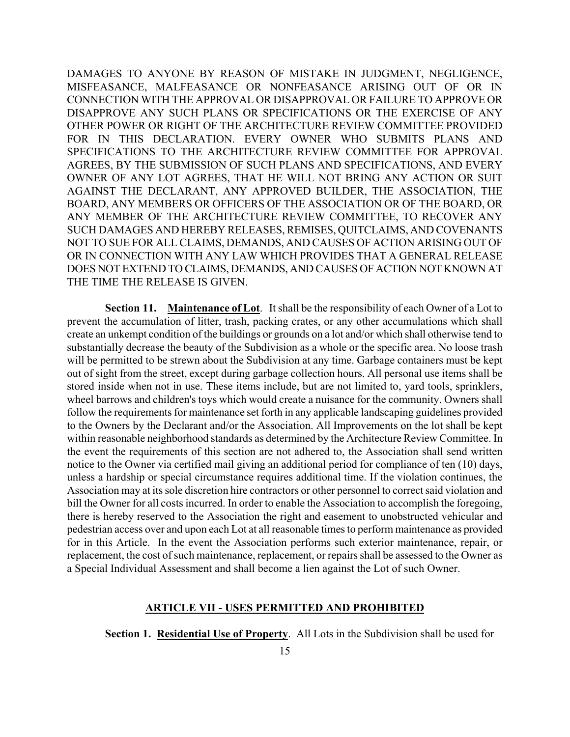DAMAGES TO ANYONE BY REASON OF MISTAKE IN JUDGMENT, NEGLIGENCE, MISFEASANCE, MALFEASANCE OR NONFEASANCE ARISING OUT OF OR IN CONNECTION WITH THE APPROVAL OR DISAPPROVAL OR FAILURE TO APPROVE OR DISAPPROVE ANY SUCH PLANS OR SPECIFICATIONS OR THE EXERCISE OF ANY OTHER POWER OR RIGHT OF THE ARCHITECTURE REVIEW COMMITTEE PROVIDED FOR IN THIS DECLARATION. EVERY OWNER WHO SUBMITS PLANS AND SPECIFICATIONS TO THE ARCHITECTURE REVIEW COMMITTEE FOR APPROVAL AGREES, BY THE SUBMISSION OF SUCH PLANS AND SPECIFICATIONS, AND EVERY OWNER OF ANY LOT AGREES, THAT HE WILL NOT BRING ANY ACTION OR SUIT AGAINST THE DECLARANT, ANY APPROVED BUILDER, THE ASSOCIATION, THE BOARD, ANY MEMBERS OR OFFICERS OF THE ASSOCIATION OR OF THE BOARD, OR ANY MEMBER OF THE ARCHITECTURE REVIEW COMMITTEE, TO RECOVER ANY SUCH DAMAGES AND HEREBY RELEASES, REMISES, QUITCLAIMS, AND COVENANTS NOT TO SUE FOR ALL CLAIMS, DEMANDS, AND CAUSES OF ACTION ARISING OUT OF OR IN CONNECTION WITH ANY LAW WHICH PROVIDES THAT A GENERAL RELEASE DOES NOT EXTEND TO CLAIMS, DEMANDS, AND CAUSES OF ACTION NOT KNOWN AT THE TIME THE RELEASE IS GIVEN.

**Section 11. Maintenance of Lot**. It shall be the responsibility of each Owner of a Lot to prevent the accumulation of litter, trash, packing crates, or any other accumulations which shall create an unkempt condition of the buildings or grounds on a lot and/or which shall otherwise tend to substantially decrease the beauty of the Subdivision as a whole or the specific area. No loose trash will be permitted to be strewn about the Subdivision at any time. Garbage containers must be kept out of sight from the street, except during garbage collection hours. All personal use items shall be stored inside when not in use. These items include, but are not limited to, yard tools, sprinklers, wheel barrows and children's toys which would create a nuisance for the community. Owners shall follow the requirements for maintenance set forth in any applicable landscaping guidelines provided to the Owners by the Declarant and/or the Association. All Improvements on the lot shall be kept within reasonable neighborhood standards as determined by the Architecture Review Committee. In the event the requirements of this section are not adhered to, the Association shall send written notice to the Owner via certified mail giving an additional period for compliance of ten (10) days, unless a hardship or special circumstance requires additional time. If the violation continues, the Association may at its sole discretion hire contractors or other personnel to correct said violation and bill the Owner for all costs incurred. In order to enable the Association to accomplish the foregoing, there is hereby reserved to the Association the right and easement to unobstructed vehicular and pedestrian access over and upon each Lot at all reasonable times to perform maintenance as provided for in this Article. In the event the Association performs such exterior maintenance, repair, or replacement, the cost of such maintenance, replacement, or repairs shall be assessed to the Owner as a Special Individual Assessment and shall become a lien against the Lot of such Owner.

## ARTICLE VII - USES PERMITTED AND PROHIBITED

**Section 1. Residential Use of Property**. All Lots in the Subdivision shall be used for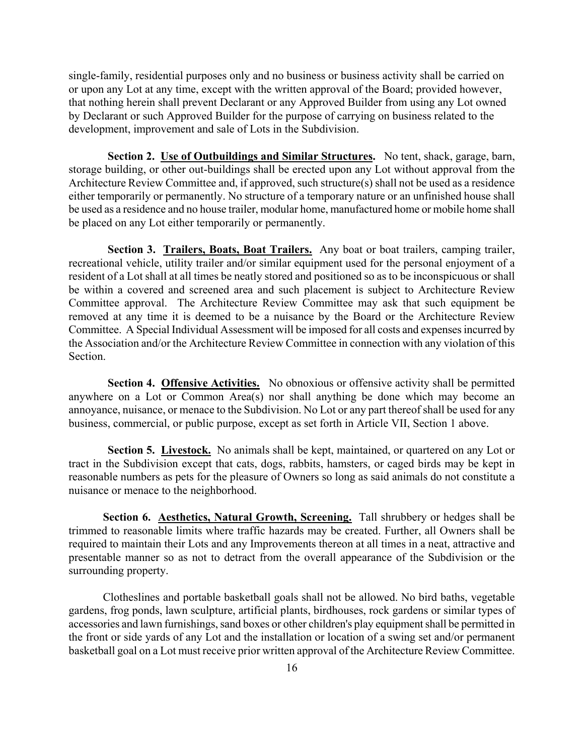single-family, residential purposes only and no business or business activity shall be carried on or upon any Lot at any time, except with the written approval of the Board; provided however, that nothing herein shall prevent Declarant or any Approved Builder from using any Lot owned by Declarant or such Approved Builder for the purpose of carrying on business related to the development, improvement and sale of Lots in the Subdivision.

**Section 2. Use of Outbuildings and Similar Structures.** No tent, shack, garage, barn, storage building, or other out-buildings shall be erected upon any Lot without approval from the Architecture Review Committee and, if approved, such structure(s) shall not be used as a residence either temporarily or permanently. No structure of a temporary nature or an unfinished house shall be used as a residence and no house trailer, modular home, manufactured home or mobile home shall be placed on any Lot either temporarily or permanently.

**Section 3. Trailers, Boats, Boat Trailers.** Any boat or boat trailers, camping trailer, recreational vehicle, utility trailer and/or similar equipment used for the personal enjoyment of a resident of a Lot shall at all times be neatly stored and positioned so as to be inconspicuous or shall be within a covered and screened area and such placement is subject to Architecture Review Committee approval. The Architecture Review Committee may ask that such equipment be removed at any time it is deemed to be a nuisance by the Board or the Architecture Review Committee. A Special Individual Assessment will be imposed for all costs and expenses incurred by the Association and/or the Architecture Review Committee in connection with any violation of this Section.

**Section 4. Offensive Activities.** No obnoxious or offensive activity shall be permitted anywhere on a Lot or Common Area(s) nor shall anything be done which may become an annoyance, nuisance, or menace to the Subdivision. No Lot or any part thereof shall be used for any business, commercial, or public purpose, except as set forth in Article VII, Section 1 above.

**Section 5. Livestock.** No animals shall be kept, maintained, or quartered on any Lot or tract in the Subdivision except that cats, dogs, rabbits, hamsters, or caged birds may be kept in reasonable numbers as pets for the pleasure of Owners so long as said animals do not constitute a nuisance or menace to the neighborhood.

**Section 6. Aesthetics, Natural Growth, Screening.** Tall shrubbery or hedges shall be trimmed to reasonable limits where traffic hazards may be created. Further, all Owners shall be required to maintain their Lots and any Improvements thereon at all times in a neat, attractive and presentable manner so as not to detract from the overall appearance of the Subdivision or the surrounding property.

Clotheslines and portable basketball goals shall not be allowed. No bird baths, vegetable gardens, frog ponds, lawn sculpture, artificial plants, birdhouses, rock gardens or similar types of accessories and lawn furnishings, sand boxes or other children's play equipment shall be permitted in the front or side yards of any Lot and the installation or location of a swing set and/or permanent basketball goal on a Lot must receive prior written approval of the Architecture Review Committee.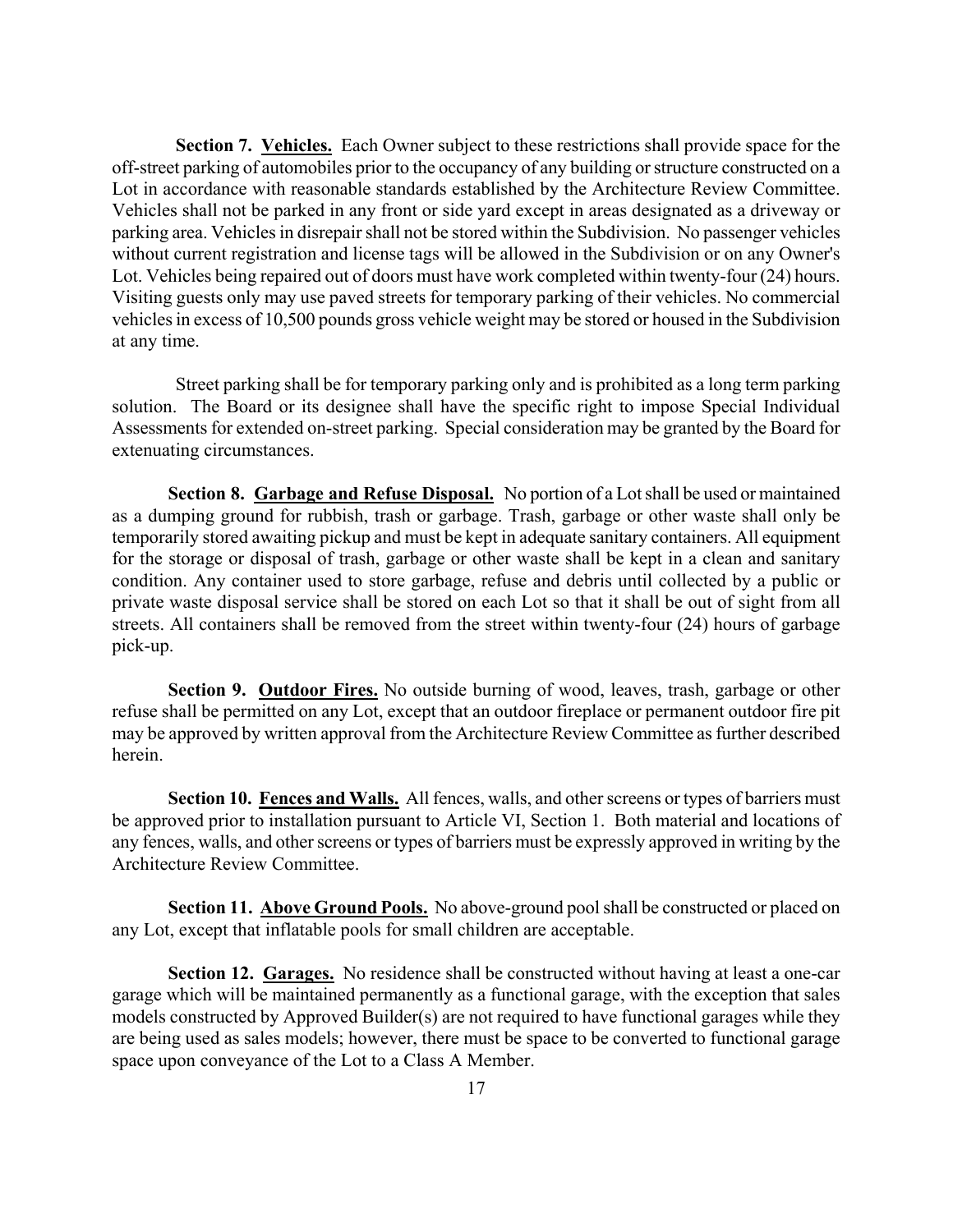**Section 7. <u>Vehicles.</u>** Each Owner subject to these restrictions shall provide space for the off-street parking of automobiles prior to the occupancy of any building or structure constructed on a Lot in accordance with reasonable standards established by the Architecture Review Committee. Vehicles shall not be parked in any front or side yard except in areas designated as a driveway or parking area. Vehicles in disrepair shall not be stored within the Subdivision. No passenger vehicles without current registration and license tags will be allowed in the Subdivision or on any Owner's Lot. Vehicles being repaired out of doors must have work completed within twenty-four (24) hours. Visiting guests only may use paved streets for temporary parking of their vehicles. No commercial vehicles in excess of 10,500 pounds gross vehicle weight may be stored or housed in the Subdivision at any time.

Street parking shall be for temporary parking only and is prohibited as a long term parking solution. The Board or its designee shall have the specific right to impose Special Individual Assessments for extended on-street parking. Special consideration may be granted by the Board for extenuating circumstances.

**Section 8. <u>Garbage and Refuse Disposal.</u>** No portion of a Lot shall be used or maintained as a dumping ground for rubbish, trash or garbage. Trash, garbage or other waste shall only be temporarily stored awaiting pickup and must be kept in adequate sanitary containers. All equipment for the storage or disposal of trash, garbage or other waste shall be kept in a clean and sanitary condition. Any container used to store garbage, refuse and debris until collected by a public or private waste disposal service shall be stored on each Lot so that it shall be out of sight from all streets. All containers shall be removed from the street within twenty-four (24) hours of garbage pick-up.

**Section 9. <u>Outdoor Fires.</u>** No outside burning of wood, leaves, trash, garbage or other refuse shall be permitted on any Lot, except that an outdoor fireplace or permanent outdoor fire pit may be approved by written approval from the Architecture Review Committee as further described herein.

**Section 10. <u>Fences and Walls.</u>** All fences, walls, and other screens or types of barriers must be approved prior to installation pursuant to Article VI, Section 1. Both material and locations of any fences, walls, and other screens or types of barriers must be expressly approved in writing by the Architecture Review Committee.

**Section 11. <u>Above Ground Pools.</u>** No above-ground pool shall be constructed or placed on any Lot, except that inflatable pools for small children are acceptable.

**Section 12. <u>Garages.</u>** No residence shall be constructed without having at least a one-car garage which will be maintained permanently as a functional garage, with the exception that sales models constructed by Approved Builder(s) are not required to have functional garages while they are being used as sales models; however, there must be space to be converted to functional garage space upon conveyance of the Lot to a Class A Member.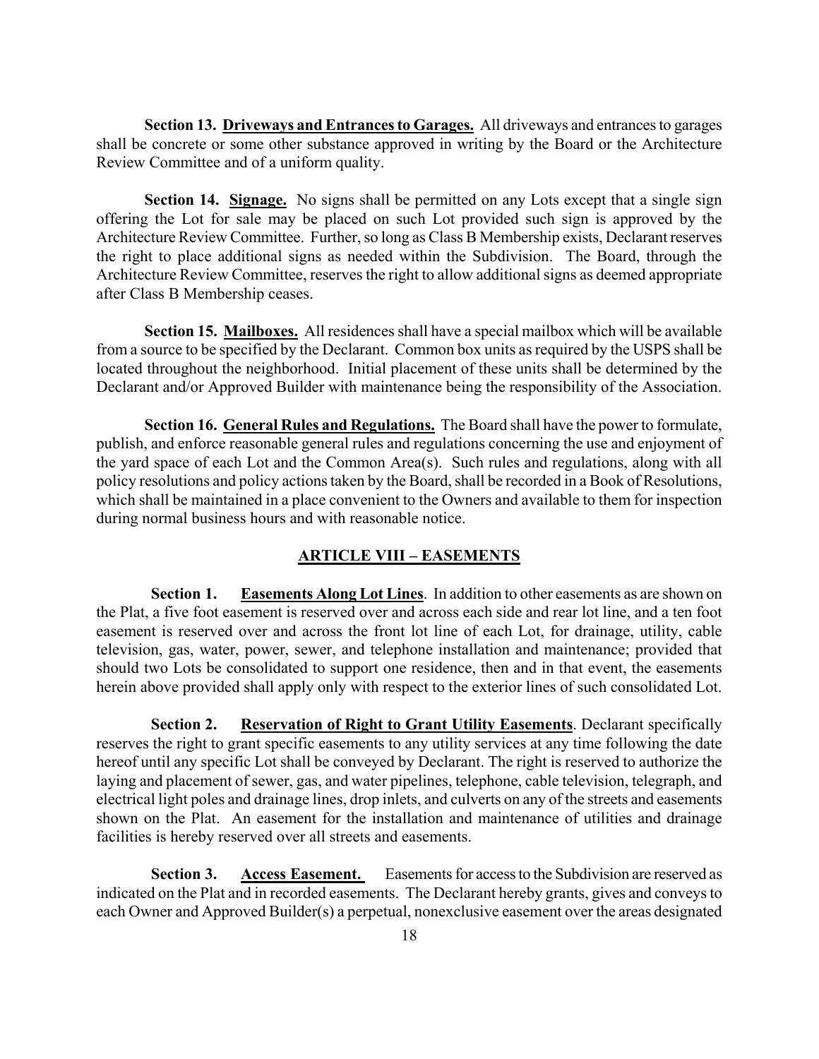**Section 13. Driveways and Entrances to Garages.** All driveways and entrances to garages shall be concrete or some other substance approved in writing by the Board or the Architecture Review Committee and of a uniform quality.

**Section 14. Signage.** No signs shall be permitted on any Lots except that a single sign offering the Lot for sale may be placed on such Lot provided such sign is approved by the Architecture Review Committee. Further, so long as Class B Membership exists, Declarant reserves the right to place additional signs as needed within the Subdivision. The Board, through the Architecture Review Committee, reserves the right to allow additional signs as deemed appropriate after Class B Membership ceases.

**Section 15. Mailboxes.** All residences shall have a special mailbox which will be available from a source to be specified by the Declarant. Common box units as required by the USPS shall be located throughout the neighborhood. Initial placement of these units shall be determined by the Declarant and/or Approved Builder with maintenance being the responsibility of the Association.

**Section 16. General Rules and Regulations.** The Board shall have the power to formulate, publish, and enforce reasonable general rules and regulations concerning the use and enjoyment of the yard space of each Lot and the Common Area(s). Such rules and regulations, along with all policy resolutions and policy actions taken by the Board, shall be recorded in a Book of Resolutions, which shall be maintained in a place convenient to the Owners and available to them for inspection during normal business hours and with reasonable notice.

## ARTICLE VIII – EASEMENTS

**Section 1. Easements Along Lot Lines**. In addition to other easements as are shown on the Plat, a five foot easement is reserved over and across each side and rear lot line, and a ten foot easement is reserved over and across the front lot line of each Lot, for drainage, utility, cable television, gas, water, power, sewer, and telephone installation and maintenance; provided that should two Lots be consolidated to support one residence, then and in that event, the easements herein above provided shall apply only with respect to the exterior lines of such consolidated Lot.

**Section 2. Reservation of Right to Grant Utility Easements**. Declarant specifically reserves the right to grant specific easements to any utility services at any time following the date hereof until any specific Lot shall be conveyed by Declarant. The right is reserved to authorize the laying and placement of sewer, gas, and water pipelines, telephone, cable television, telegraph, and electrical light poles and drainage lines, drop inlets, and culverts on any of the streets and easements shown on the Plat. An easement for the installation and maintenance of utilities and drainage facilities is hereby reserved over all streets and easements.

**Section 3. Access Easement.** Easements for access to the Subdivision are reserved as indicated on the Plat and in recorded easements. The Declarant hereby grants, gives and conveys to each Owner and Approved Builder(s) a perpetual, nonexclusive easement over the areas designated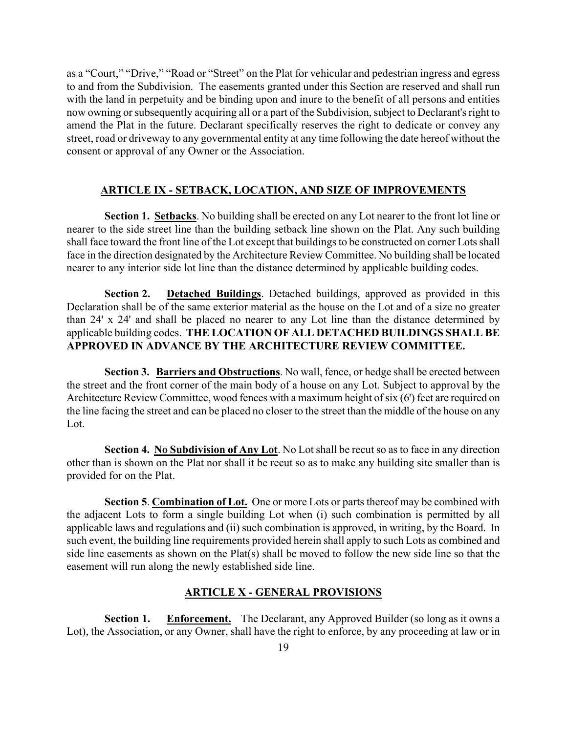as a "Court," "Drive," "Road or "Street" on the Plat for vehicular and pedestrian ingress and egress to and from the Subdivision. The easements granted under this Section are reserved and shall run with the land in perpetuity and be binding upon and inure to the benefit of all persons and entities now owning or subsequently acquiring all or a part of the Subdivision, subject to Declarant's right to amend the Plat in the future. Declarant specifically reserves the right to dedicate or convey any street, road or driveway to any governmental entity at any time following the date hereof without the consent or approval of any Owner or the Association.

## ARTICLE IX - SETBACK, LOCATION, AND SIZE OF IMPROVEMENTS

**Section 1. Setbacks**. No building shall be erected on any Lot nearer to the front lot line or nearer to the side street line than the building setback line shown on the Plat. Any such building shall face toward the front line of the Lot except that buildings to be constructed on corner Lots shall face in the direction designated by the Architecture Review Committee. No building shall be located nearer to any interior side lot line than the distance determined by applicable building codes.

**Section 2. Detached Buildings**. Detached buildings, approved as provided in this Declaration shall be of the same exterior material as the house on the Lot and of a size no greater than 24' x 24' and shall be placed no nearer to any Lot line than the distance determined by applicable building codes. **THE LOCATION OF ALL DETACHED BUILDINGS SHALL BE APPROVED IN ADVANCE BY THE ARCHITECTURE REVIEW COMMITTEE.**

**Section 3. Barriers and Obstructions**. No wall, fence, or hedge shall be erected between the street and the front corner of the main body of a house on any Lot. Subject to approval by the Architecture Review Committee, wood fences with a maximum height of six (6') feet are required on the line facing the street and can be placed no closer to the street than the middle of the house on any Lot.

**Section 4. No Subdivision of Any Lot**. No Lot shall be recut so as to face in any direction other than is shown on the Plat nor shall it be recut so as to make any building site smaller than is provided for on the Plat.

**Section 5. Combination of Lot.** One or more Lots or parts thereof may be combined with the adjacent Lots to form a single building Lot when (i) such combination is permitted by all applicable laws and regulations and (ii) such combination is approved, in writing, by the Board. In such event, the building line requirements provided herein shall apply to such Lots as combined and side line easements as shown on the Plat(s) shall be moved to follow the new side line so that the easement will run along the newly established side line.

## ARTICLE X - GENERAL PROVISIONS

**Section 1. Enforcement.** The Declarant, any Approved Builder (so long as it owns a Lot), the Association, or any Owner, shall have the right to enforce, by any proceeding at law or in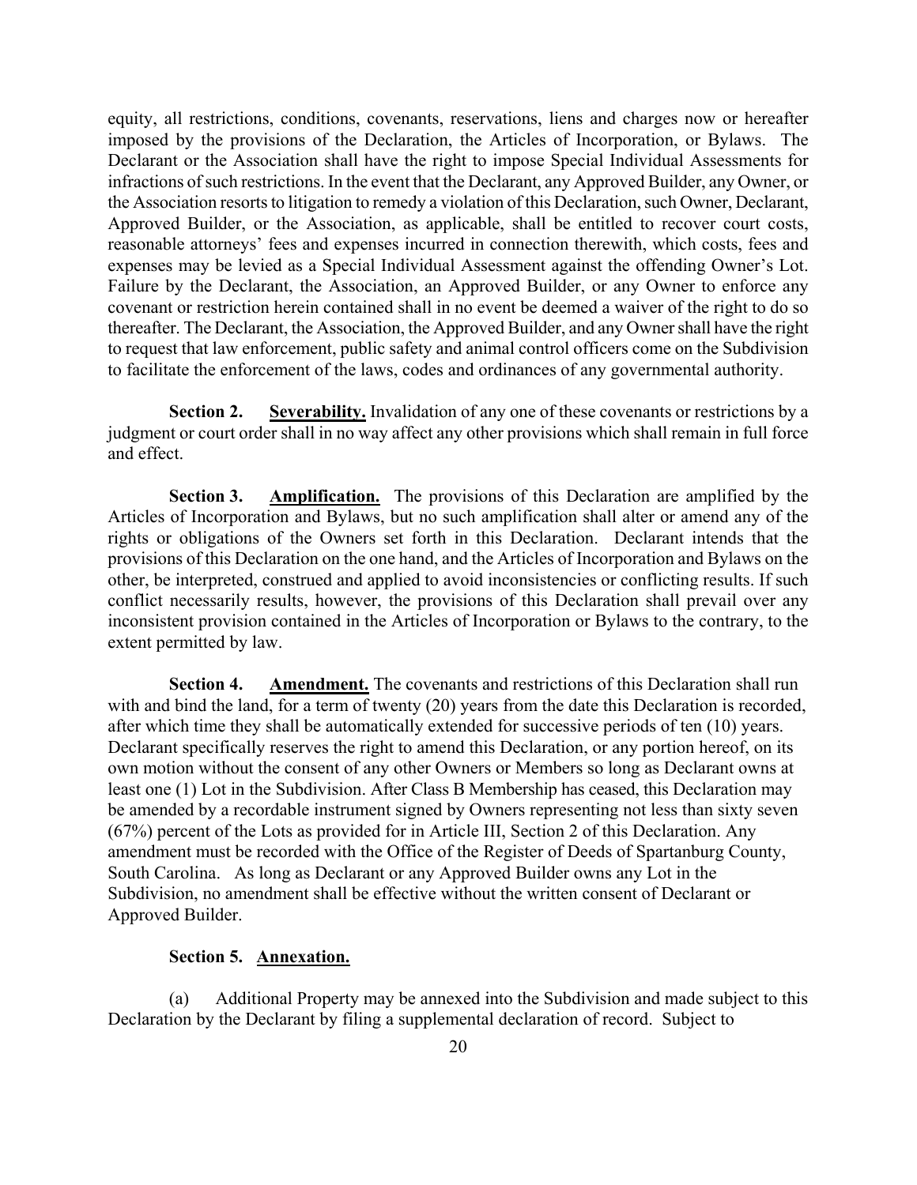equity, all restrictions, conditions, covenants, reservations, liens and charges now or hereafter imposed by the provisions of the Declaration, the Articles of Incorporation, or Bylaws. The Declarant or the Association shall have the right to impose Special Individual Assessments for infractions of such restrictions. In the event that the Declarant, any Approved Builder, any Owner, or the Association resorts to litigation to remedy a violation of this Declaration, such Owner, Declarant, Approved Builder, or the Association, as applicable, shall be entitled to recover court costs, reasonable attorneys' fees and expenses incurred in connection therewith, which costs, fees and expenses may be levied as a Special Individual Assessment against the offending Owner's Lot. Failure by the Declarant, the Association, an Approved Builder, or any Owner to enforce any covenant or restriction herein contained shall in no event be deemed a waiver of the right to do so thereafter. The Declarant, the Association, the Approved Builder, and any Owner shall have the right to request that law enforcement, public safety and animal control officers come on the Subdivision to facilitate the enforcement of the laws, codes and ordinances of any governmental authority.

**Section 2. <u>Severability.</u>** Invalidation of any one of these covenants or restrictions by a judgment or court order shall in no way affect any other provisions which shall remain in full force and effect.

**Section 3. <u>Amplification.</u>** The provisions of this Declaration are amplified by the Articles of Incorporation and Bylaws, but no such amplification shall alter or amend any of the rights or obligations of the Owners set forth in this Declaration. Declarant intends that the provisions of this Declaration on the one hand, and the Articles of Incorporation and Bylaws on the other, be interpreted, construed and applied to avoid inconsistencies or conflicting results. If such conflict necessarily results, however, the provisions of this Declaration shall prevail over any inconsistent provision contained in the Articles of Incorporation or Bylaws to the contrary, to the extent permitted by law.

**Section 4. <u>Amendment.</u>** The covenants and restrictions of this Declaration shall run with and bind the land, for a term of twenty (20) years from the date this Declaration is recorded, after which time they shall be automatically extended for successive periods of ten (10) years. Declarant specifically reserves the right to amend this Declaration, or any portion hereof, on its own motion without the consent of any other Owners or Members so long as Declarant owns at least one (1) Lot in the Subdivision. After Class B Membership has ceased, this Declaration may be amended by a recordable instrument signed by Owners representing not less than sixty seven (67%) percent of the Lots as provided for in Article III, Section 2 of this Declaration. Any amendment must be recorded with the Office of the Register of Deeds of Spartanburg County, South Carolina. As long as Declarant or any Approved Builder owns any Lot in the Subdivision, no amendment shall be effective without the written consent of Declarant or Approved Builder.

**Section 5. <u>Annexation.</u>**

(a) Additional Property may be annexed into the Subdivision and made subject to this Declaration by the Declarant by filing a supplemental declaration of record. Subject to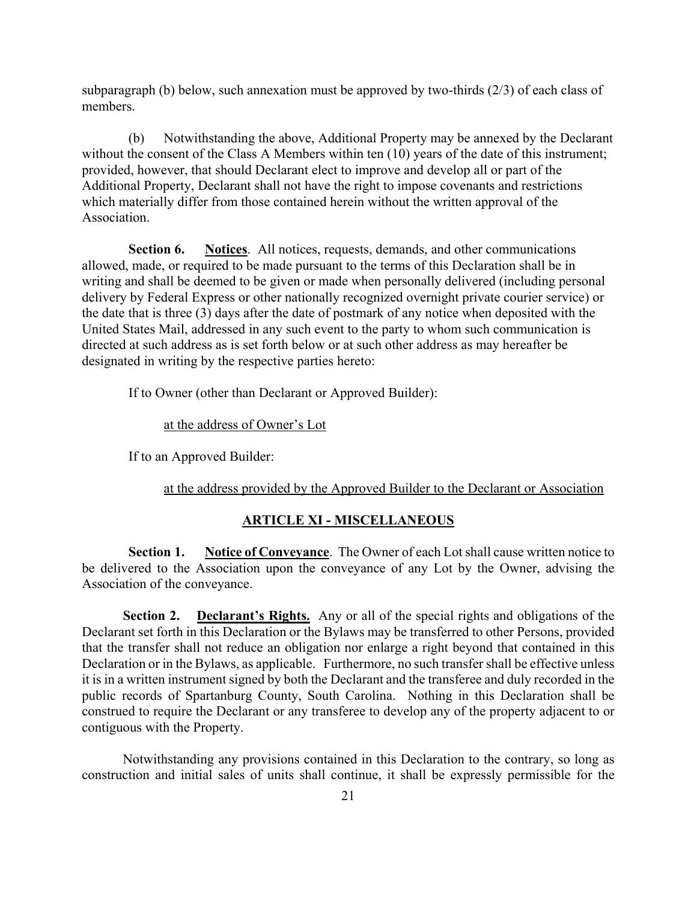subparagraph (b) below, such annexation must be approved by two-thirds (2/3) of each class of members.

(b) Notwithstanding the above, Additional Property may be annexed by the Declarant without the consent of the Class A Members within ten (10) years of the date of this instrument; provided, however, that should Declarant elect to improve and develop all or part of the Additional Property, Declarant shall not have the right to impose covenants and restrictions which materially differ from those contained herein without the written approval of the Association.

**Section 6. Notices**. All notices, requests, demands, and other communications allowed, made, or required to be made pursuant to the terms of this Declaration shall be in writing and shall be deemed to be given or made when personally delivered (including personal delivery by Federal Express or other nationally recognized overnight private courier service) or the date that is three (3) days after the date of postmark of any notice when deposited with the United States Mail, addressed in any such event to the party to whom such communication is directed at such address as is set forth below or at such other address as may hereafter be designated in writing by the respective parties hereto:

If to Owner (other than Declarant or Approved Builder):

at the address of Owner's Lot

If to an Approved Builder:

at the address provided by the Approved Builder to the Declarant or Association

## ARTICLE XI - MISCELLANEOUS

**Section 1. Notice of Conveyance**. The Owner of each Lot shall cause written notice to be delivered to the Association upon the conveyance of any Lot by the Owner, advising the Association of the conveyance.

**Section 2. Declarant's Rights.** Any or all of the special rights and obligations of the Declarant set forth in this Declaration or the Bylaws may be transferred to other Persons, provided that the transfer shall not reduce an obligation nor enlarge a right beyond that contained in this Declaration or in the Bylaws, as applicable. Furthermore, no such transfer shall be effective unless it is in a written instrument signed by both the Declarant and the transferee and duly recorded in the public records of Spartanburg County, South Carolina. Nothing in this Declaration shall be construed to require the Declarant or any transferee to develop any of the property adjacent to or contiguous with the Property.

Notwithstanding any provisions contained in this Declaration to the contrary, so long as construction and initial sales of units shall continue, it shall be expressly permissible for the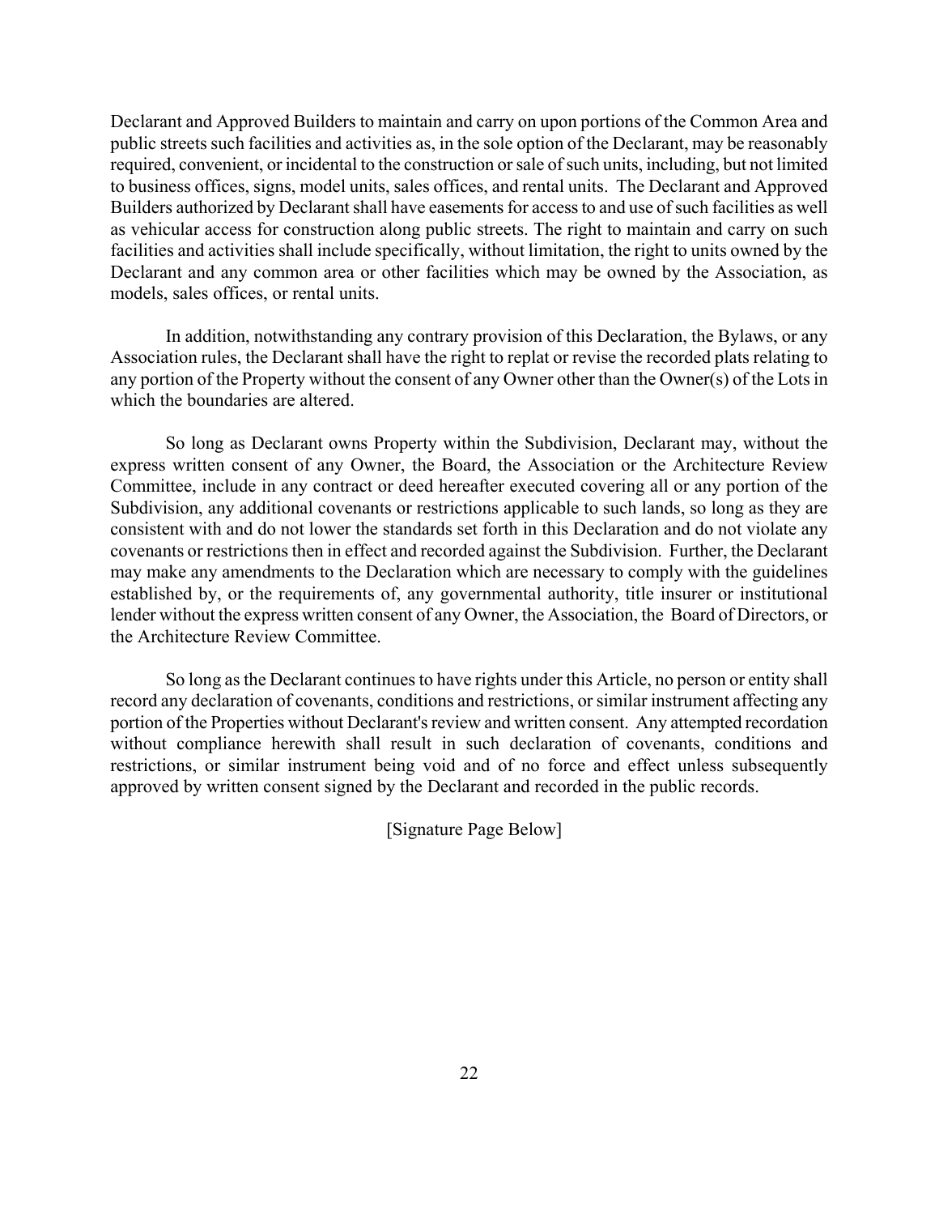Declarant and Approved Builders to maintain and carry on upon portions of the Common Area and public streets such facilities and activities as, in the sole option of the Declarant, may be reasonably required, convenient, or incidental to the construction or sale of such units, including, but not limited to business offices, signs, model units, sales offices, and rental units. The Declarant and Approved Builders authorized by Declarant shall have easements for access to and use of such facilities as well as vehicular access for construction along public streets. The right to maintain and carry on such facilities and activities shall include specifically, without limitation, the right to units owned by the Declarant and any common area or other facilities which may be owned by the Association, as models, sales offices, or rental units.

In addition, notwithstanding any contrary provision of this Declaration, the Bylaws, or any Association rules, the Declarant shall have the right to replat or revise the recorded plats relating to any portion of the Property without the consent of any Owner other than the Owner(s) of the Lots in which the boundaries are altered.

So long as Declarant owns Property within the Subdivision, Declarant may, without the express written consent of any Owner, the Board, the Association or the Architecture Review Committee, include in any contract or deed hereafter executed covering all or any portion of the Subdivision, any additional covenants or restrictions applicable to such lands, so long as they are consistent with and do not lower the standards set forth in this Declaration and do not violate any covenants or restrictions then in effect and recorded against the Subdivision. Further, the Declarant may make any amendments to the Declaration which are necessary to comply with the guidelines established by, or the requirements of, any governmental authority, title insurer or institutional lender without the express written consent of any Owner, the Association, the Board of Directors, or the Architecture Review Committee.

So long as the Declarant continues to have rights under this Article, no person or entity shall record any declaration of covenants, conditions and restrictions, or similar instrument affecting any portion of the Properties without Declarant's review and written consent. Any attempted recordation without compliance herewith shall result in such declaration of covenants, conditions and restrictions, or similar instrument being void and of no force and effect unless subsequently approved by written consent signed by the Declarant and recorded in the public records.

[Signature Page Below]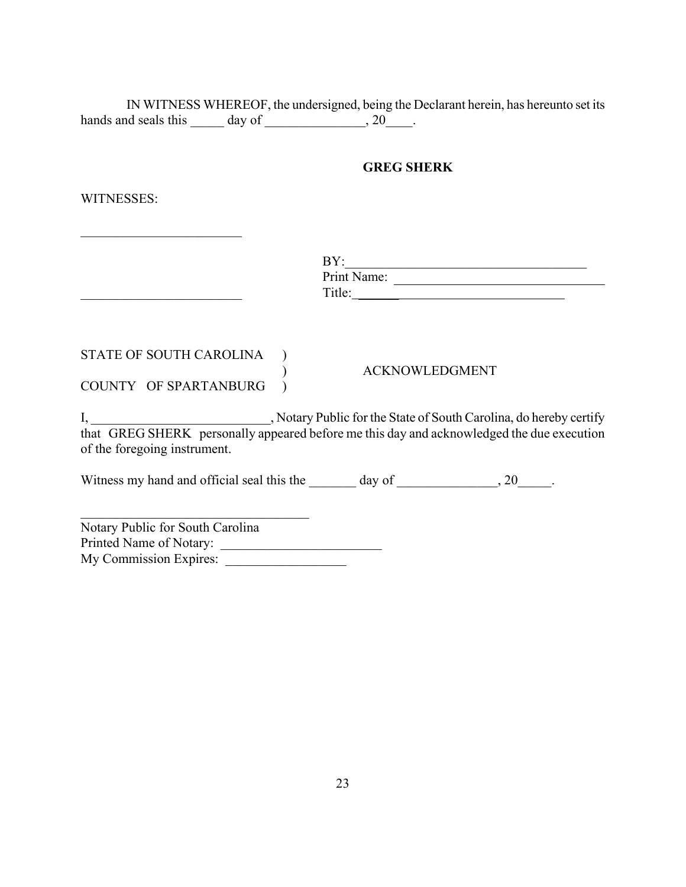IN WITNESS WHEREOF, the undersigned, being the Declarant herein, has hereunto set its hands and seals this _____ day of _______________, 20____.

**GREG SHERK**

WITNESSES:

________________________

BY:_____________________________________
Print Name: ________________________________
Title:_____________________________________

________________________

STATE OF SOUTH CAROLINA )
) ACKNOWLEDGMENT
COUNTY OF SPARTANBURG )

I, ___________________________, Notary Public for the State of South Carolina, do hereby certify that GREG SHERK personally appeared before me this day and acknowledged the due execution of the foregoing instrument.

Witness my hand and official seal this the _______ day of _______________, 20_____.

___________________________________
Notary Public for South Carolina
Printed Name of Notary: ________________________
My Commission Expires: __________________